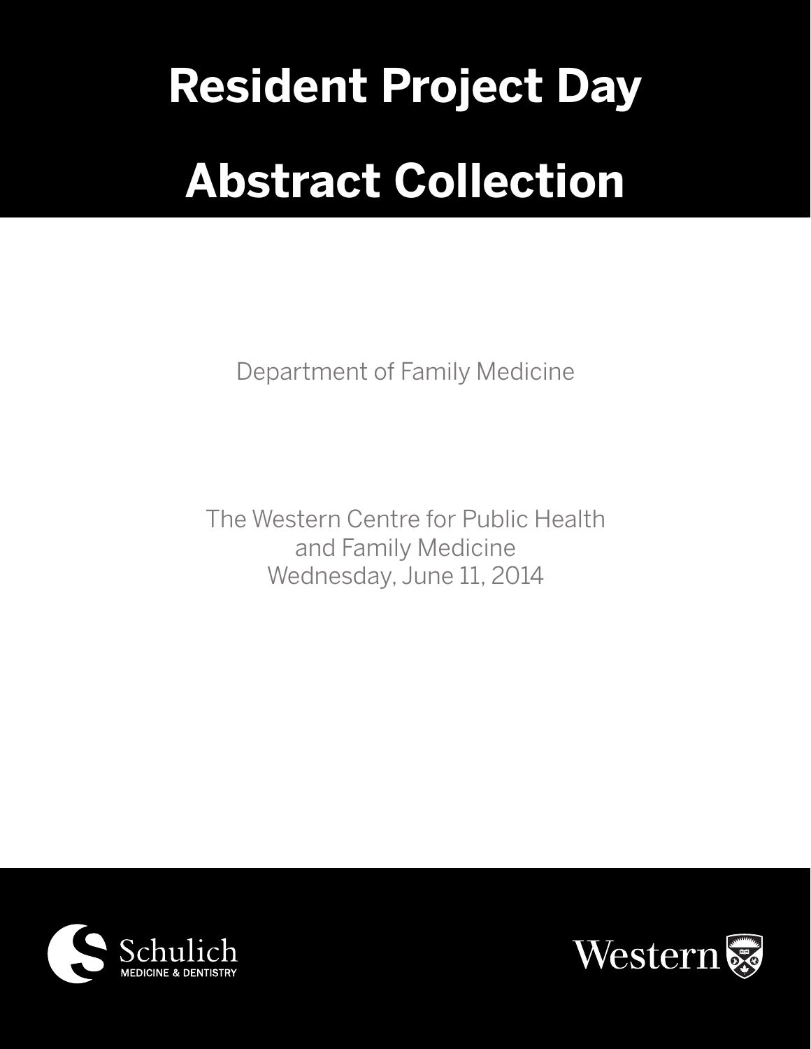# Resident Project Day

# Abstract Collection

Department of Family Medicine

The Western Centre for Public Health
and Family Medicine
Wednesday, June 11, 2014

Schulich
MEDICINE & DENTISTRY

Western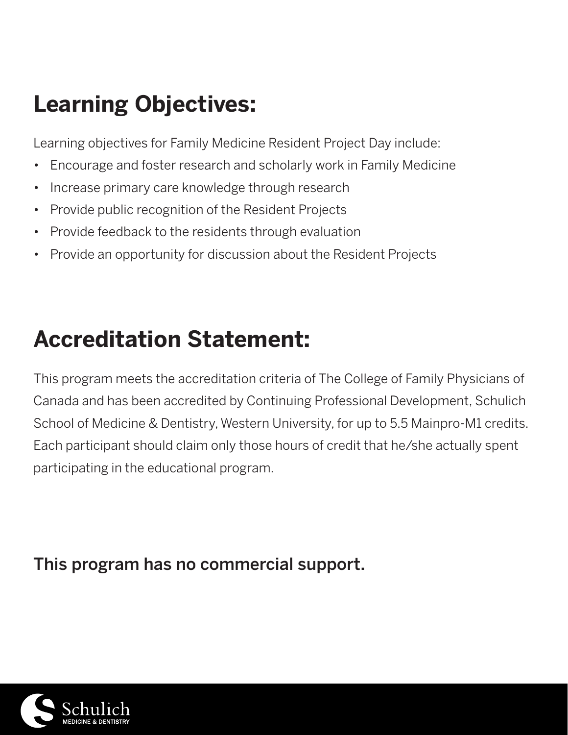## Learning Objectives:

Learning objectives for Family Medicine Resident Project Day include:

- Encourage and foster research and scholarly work in Family Medicine
- Increase primary care knowledge through research
- Provide public recognition of the Resident Projects
- Provide feedback to the residents through evaluation
- Provide an opportunity for discussion about the Resident Projects

## Accreditation Statement:

This program meets the accreditation criteria of The College of Family Physicians of Canada and has been accredited by Continuing Professional Development, Schulich School of Medicine & Dentistry, Western University, for up to 5.5 Mainpro-M1 credits. Each participant should claim only those hours of credit that he/she actually spent participating in the educational program.

This program has no commercial support.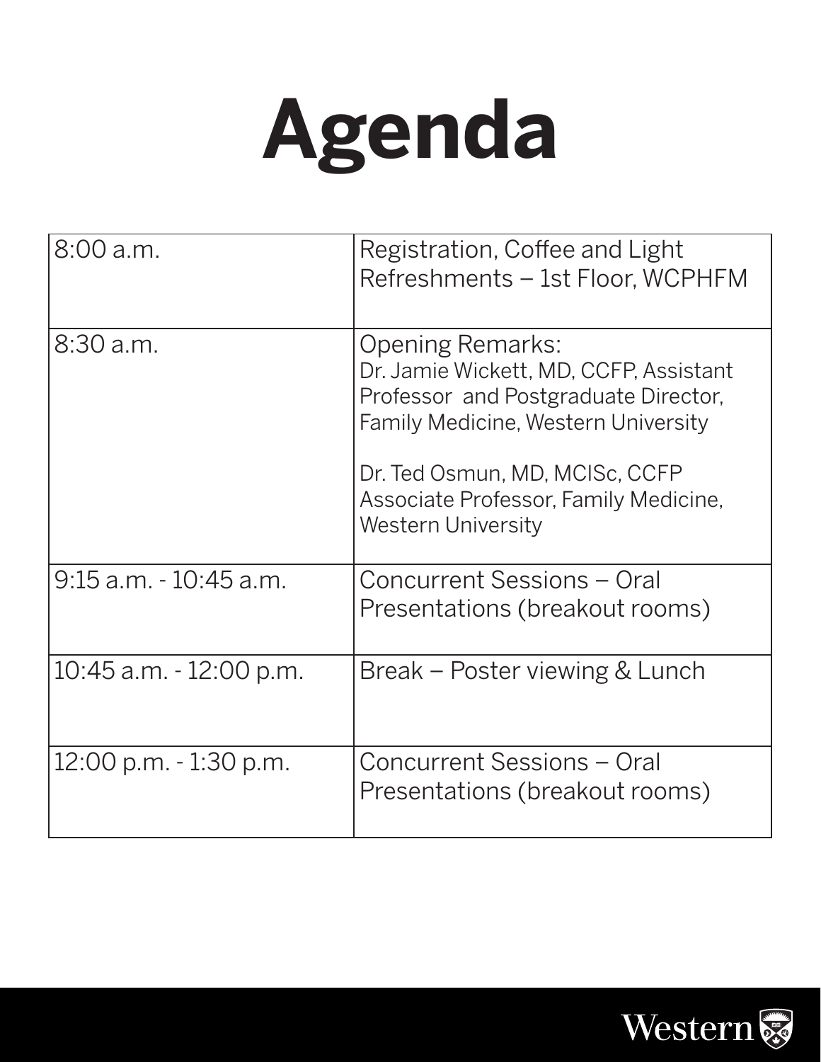# Agenda

| Time | Event |
| --- | --- |
| 8:00 a.m. | Registration, Coffee and Light Refreshments – 1st Floor, WCPHFM |
| 8:30 a.m. | Opening Remarks:<br>Dr. Jamie Wickett, MD, CCFP, Assistant Professor and Postgraduate Director, Family Medicine, Western University<br><br>Dr. Ted Osmun, MD, MClSc, CCFP Associate Professor, Family Medicine, Western University |
| 9:15 a.m. - 10:45 a.m. | Concurrent Sessions – Oral Presentations (breakout rooms) |
| 10:45 a.m. - 12:00 p.m. | Break – Poster viewing & Lunch |
| 12:00 p.m. - 1:30 p.m. | Concurrent Sessions – Oral Presentations (breakout rooms) |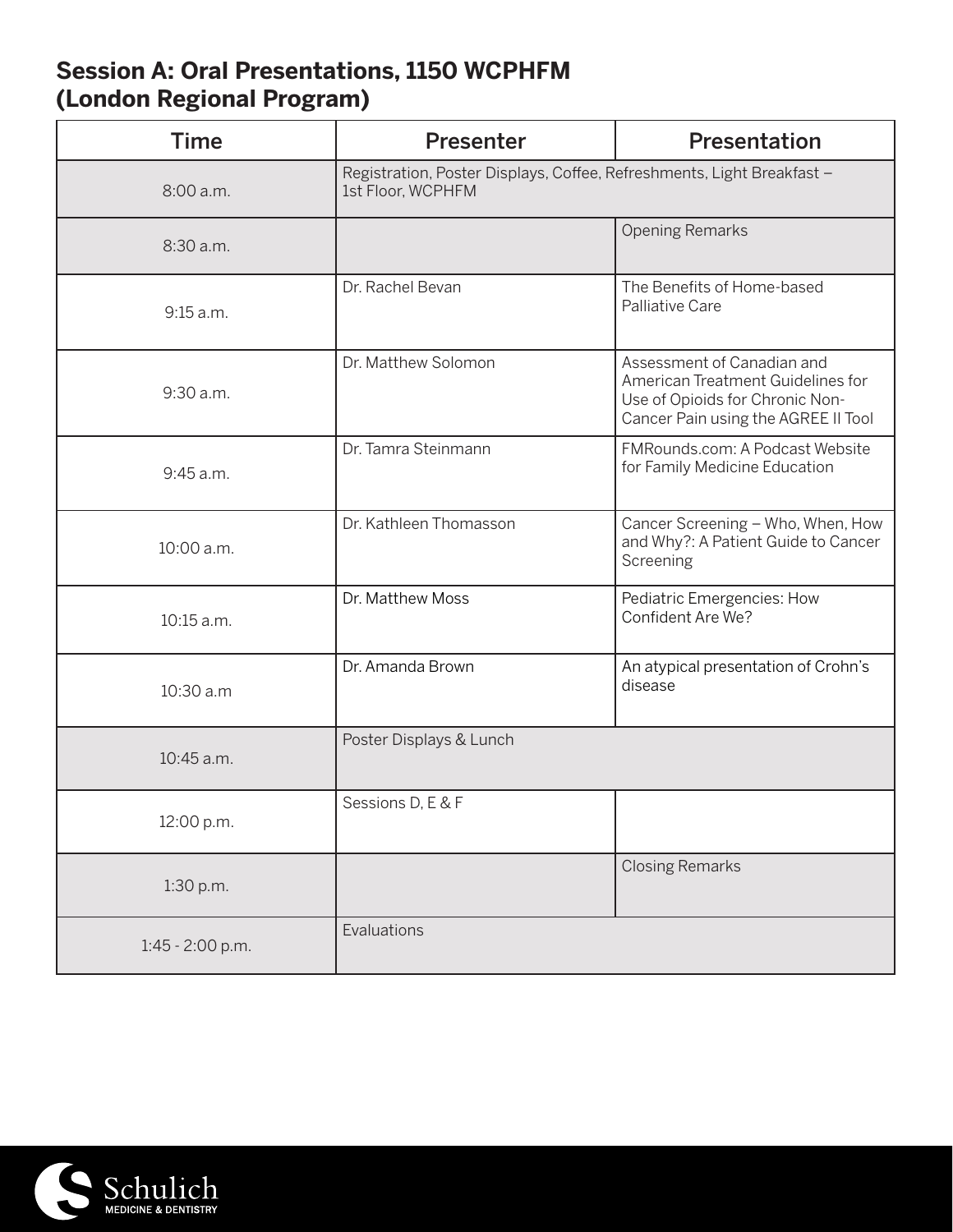## Session A: Oral Presentations, 1150 WCPHFM (London Regional Program)

| Time | Presenter | Presentation |
|---|---|---|
| 8:00 a.m. | Registration, Poster Displays, Coffee, Refreshments, Light Breakfast – 1st Floor, WCPHFM | |
| 8:30 a.m. | | Opening Remarks |
| 9:15 a.m. | Dr. Rachel Bevan | The Benefits of Home-based Palliative Care |
| 9:30 a.m. | Dr. Matthew Solomon | Assessment of Canadian and American Treatment Guidelines for Use of Opioids for Chronic Non-Cancer Pain using the AGREE II Tool |
| 9:45 a.m. | Dr. Tamra Steinmann | FMRounds.com: A Podcast Website for Family Medicine Education |
| 10:00 a.m. | Dr. Kathleen Thomasson | Cancer Screening – Who, When, How and Why?: A Patient Guide to Cancer Screening |
| 10:15 a.m. | Dr. Matthew Moss | Pediatric Emergencies: How Confident Are We? |
| 10:30 a.m | Dr. Amanda Brown | An atypical presentation of Crohn's disease |
| 10:45 a.m. | Poster Displays & Lunch | |
| 12:00 p.m. | Sessions D, E & F | |
| 1:30 p.m. | | Closing Remarks |
| 1:45 - 2:00 p.m. | Evaluations | |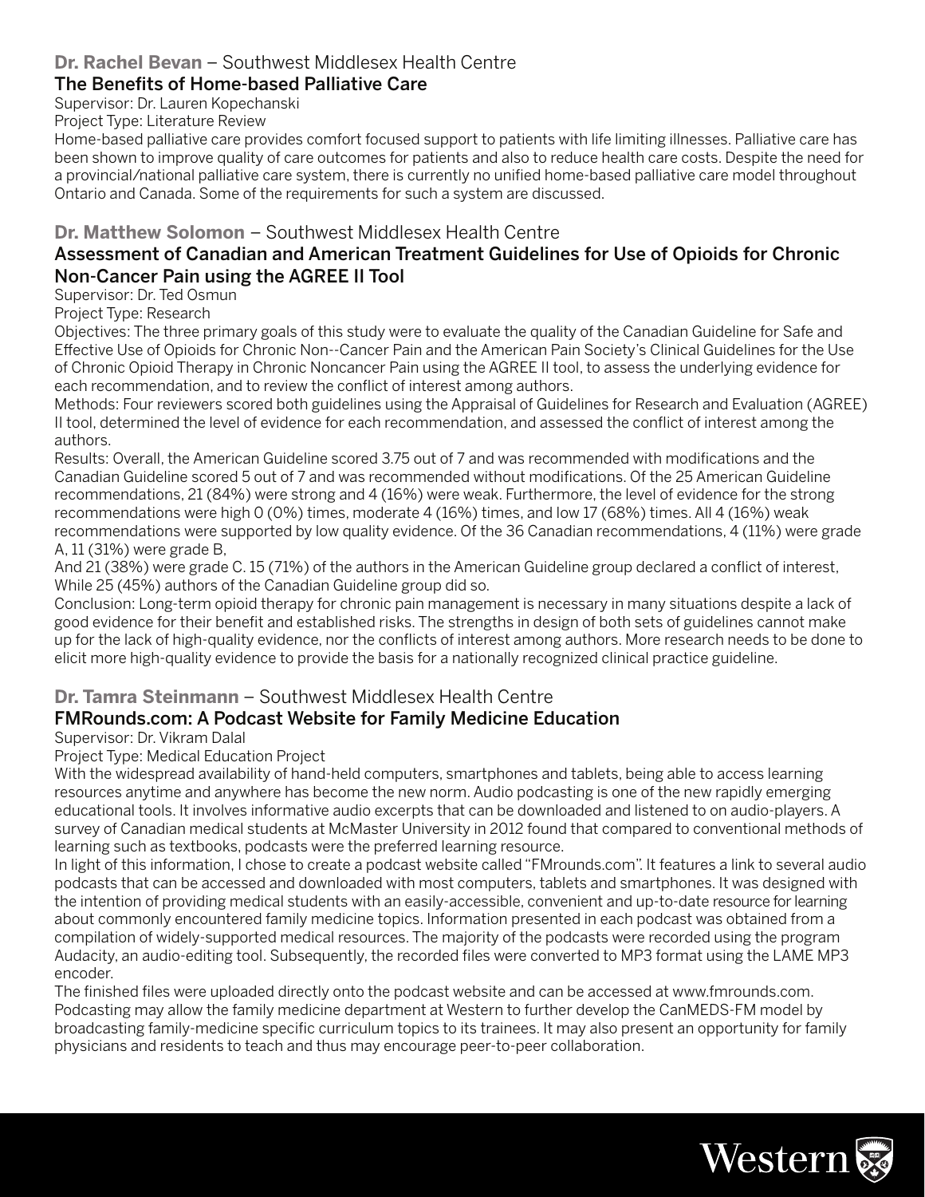**Dr. Rachel Bevan** – Southwest Middlesex Health Centre

### The Benefits of Home-based Palliative Care

Supervisor: Dr. Lauren Kopechanski
Project Type: Literature Review
Home-based palliative care provides comfort focused support to patients with life limiting illnesses. Palliative care has been shown to improve quality of care outcomes for patients and also to reduce health care costs. Despite the need for a provincial/national palliative care system, there is currently no unified home-based palliative care model throughout Ontario and Canada. Some of the requirements for such a system are discussed.

**Dr. Matthew Solomon** – Southwest Middlesex Health Centre

### Assessment of Canadian and American Treatment Guidelines for Use of Opioids for Chronic Non-Cancer Pain using the AGREE II Tool

Supervisor: Dr. Ted Osmun
Project Type: Research
Objectives: The three primary goals of this study were to evaluate the quality of the Canadian Guideline for Safe and Effective Use of Opioids for Chronic Non--Cancer Pain and the American Pain Society's Clinical Guidelines for the Use of Chronic Opioid Therapy in Chronic Noncancer Pain using the AGREE II tool, to assess the underlying evidence for each recommendation, and to review the conflict of interest among authors.
Methods: Four reviewers scored both guidelines using the Appraisal of Guidelines for Research and Evaluation (AGREE) II tool, determined the level of evidence for each recommendation, and assessed the conflict of interest among the authors.
Results: Overall, the American Guideline scored 3.75 out of 7 and was recommended with modifications and the Canadian Guideline scored 5 out of 7 and was recommended without modifications. Of the 25 American Guideline recommendations, 21 (84%) were strong and 4 (16%) were weak. Furthermore, the level of evidence for the strong recommendations were high 0 (0%) times, moderate 4 (16%) times, and low 17 (68%) times. All 4 (16%) weak recommendations were supported by low quality evidence. Of the 36 Canadian recommendations, 4 (11%) were grade A, 11 (31%) were grade B,
And 21 (38%) were grade C. 15 (71%) of the authors in the American Guideline group declared a conflict of interest, While 25 (45%) authors of the Canadian Guideline group did so.
Conclusion: Long-term opioid therapy for chronic pain management is necessary in many situations despite a lack of good evidence for their benefit and established risks. The strengths in design of both sets of guidelines cannot make up for the lack of high-quality evidence, nor the conflicts of interest among authors. More research needs to be done to elicit more high-quality evidence to provide the basis for a nationally recognized clinical practice guideline.

**Dr. Tamra Steinmann** – Southwest Middlesex Health Centre

### FMRounds.com: A Podcast Website for Family Medicine Education

Supervisor: Dr. Vikram Dalal
Project Type: Medical Education Project
With the widespread availability of hand-held computers, smartphones and tablets, being able to access learning resources anytime and anywhere has become the new norm. Audio podcasting is one of the new rapidly emerging educational tools. It involves informative audio excerpts that can be downloaded and listened to on audio-players. A survey of Canadian medical students at McMaster University in 2012 found that compared to conventional methods of learning such as textbooks, podcasts were the preferred learning resource.
In light of this information, I chose to create a podcast website called "FMrounds.com". It features a link to several audio podcasts that can be accessed and downloaded with most computers, tablets and smartphones. It was designed with the intention of providing medical students with an easily-accessible, convenient and up-to-date resource for learning about commonly encountered family medicine topics. Information presented in each podcast was obtained from a compilation of widely-supported medical resources. The majority of the podcasts were recorded using the program Audacity, an audio-editing tool. Subsequently, the recorded files were converted to MP3 format using the LAME MP3 encoder.
The finished files were uploaded directly onto the podcast website and can be accessed at www.fmrounds.com. Podcasting may allow the family medicine department at Western to further develop the CanMEDS-FM model by broadcasting family-medicine specific curriculum topics to its trainees. It may also present an opportunity for family physicians and residents to teach and thus may encourage peer-to-peer collaboration.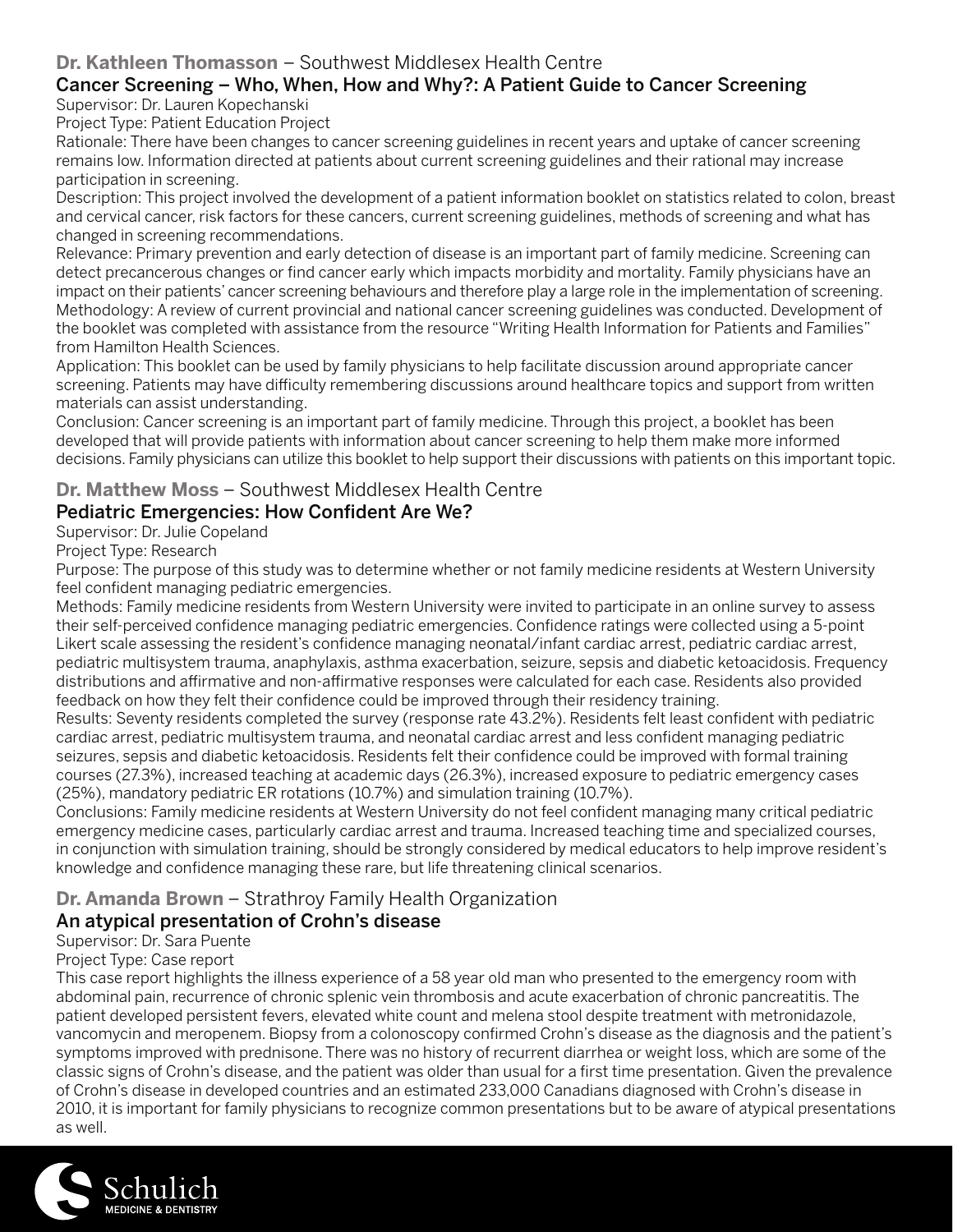**Dr. Kathleen Thomasson** – Southwest Middlesex Health Centre

### Cancer Screening – Who, When, How and Why?: A Patient Guide to Cancer Screening

Supervisor: Dr. Lauren Kopechanski

Project Type: Patient Education Project

Rationale: There have been changes to cancer screening guidelines in recent years and uptake of cancer screening remains low. Information directed at patients about current screening guidelines and their rational may increase participation in screening.

Description: This project involved the development of a patient information booklet on statistics related to colon, breast and cervical cancer, risk factors for these cancers, current screening guidelines, methods of screening and what has changed in screening recommendations.

Relevance: Primary prevention and early detection of disease is an important part of family medicine. Screening can detect precancerous changes or find cancer early which impacts morbidity and mortality. Family physicians have an impact on their patients' cancer screening behaviours and therefore play a large role in the implementation of screening.

Methodology: A review of current provincial and national cancer screening guidelines was conducted. Development of the booklet was completed with assistance from the resource "Writing Health Information for Patients and Families" from Hamilton Health Sciences.

Application: This booklet can be used by family physicians to help facilitate discussion around appropriate cancer screening. Patients may have difficulty remembering discussions around healthcare topics and support from written materials can assist understanding.

Conclusion: Cancer screening is an important part of family medicine. Through this project, a booklet has been developed that will provide patients with information about cancer screening to help them make more informed decisions. Family physicians can utilize this booklet to help support their discussions with patients on this important topic.

**Dr. Matthew Moss** – Southwest Middlesex Health Centre

### Pediatric Emergencies: How Confident Are We?

Supervisor: Dr. Julie Copeland

Project Type: Research

Purpose: The purpose of this study was to determine whether or not family medicine residents at Western University feel confident managing pediatric emergencies.

Methods: Family medicine residents from Western University were invited to participate in an online survey to assess their self-perceived confidence managing pediatric emergencies. Confidence ratings were collected using a 5-point Likert scale assessing the resident's confidence managing neonatal/infant cardiac arrest, pediatric cardiac arrest, pediatric multisystem trauma, anaphylaxis, asthma exacerbation, seizure, sepsis and diabetic ketoacidosis. Frequency distributions and affirmative and non-affirmative responses were calculated for each case. Residents also provided feedback on how they felt their confidence could be improved through their residency training.

Results: Seventy residents completed the survey (response rate 43.2%). Residents felt least confident with pediatric cardiac arrest, pediatric multisystem trauma, and neonatal cardiac arrest and less confident managing pediatric seizures, sepsis and diabetic ketoacidosis. Residents felt their confidence could be improved with formal training courses (27.3%), increased teaching at academic days (26.3%), increased exposure to pediatric emergency cases (25%), mandatory pediatric ER rotations (10.7%) and simulation training (10.7%).

Conclusions: Family medicine residents at Western University do not feel confident managing many critical pediatric emergency medicine cases, particularly cardiac arrest and trauma. Increased teaching time and specialized courses, in conjunction with simulation training, should be strongly considered by medical educators to help improve resident's knowledge and confidence managing these rare, but life threatening clinical scenarios.

**Dr. Amanda Brown** – Strathroy Family Health Organization

### An atypical presentation of Crohn's disease

Supervisor: Dr. Sara Puente

Project Type: Case report

This case report highlights the illness experience of a 58 year old man who presented to the emergency room with abdominal pain, recurrence of chronic splenic vein thrombosis and acute exacerbation of chronic pancreatitis. The patient developed persistent fevers, elevated white count and melena stool despite treatment with metronidazole, vancomycin and meropenem. Biopsy from a colonoscopy confirmed Crohn's disease as the diagnosis and the patient's symptoms improved with prednisone. There was no history of recurrent diarrhea or weight loss, which are some of the classic signs of Crohn's disease, and the patient was older than usual for a first time presentation. Given the prevalence of Crohn's disease in developed countries and an estimated 233,000 Canadians diagnosed with Crohn's disease in 2010, it is important for family physicians to recognize common presentations but to be aware of atypical presentations as well.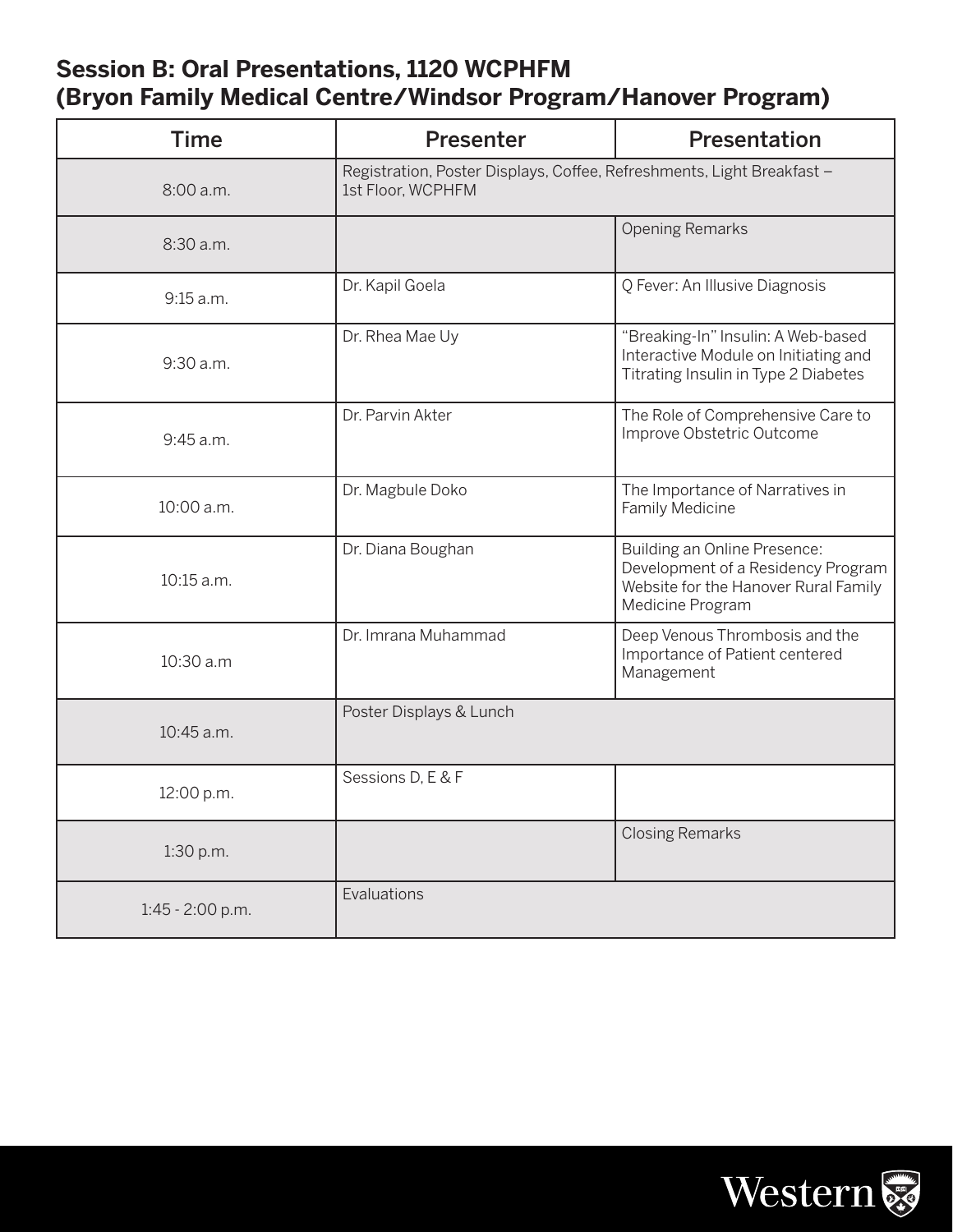## Session B: Oral Presentations, 1120 WCPHFM (Bryon Family Medical Centre/Windsor Program/Hanover Program)

| Time | Presenter | Presentation |
|---|---|---|
| 8:00 a.m. | Registration, Poster Displays, Coffee, Refreshments, Light Breakfast – 1st Floor, WCPHFM | |
| 8:30 a.m. | | Opening Remarks |
| 9:15 a.m. | Dr. Kapil Goela | Q Fever: An Illusive Diagnosis |
| 9:30 a.m. | Dr. Rhea Mae Uy | "Breaking-In" Insulin: A Web-based Interactive Module on Initiating and Titrating Insulin in Type 2 Diabetes |
| 9:45 a.m. | Dr. Parvin Akter | The Role of Comprehensive Care to Improve Obstetric Outcome |
| 10:00 a.m. | Dr. Magbule Doko | The Importance of Narratives in Family Medicine |
| 10:15 a.m. | Dr. Diana Boughan | Building an Online Presence: Development of a Residency Program Website for the Hanover Rural Family Medicine Program |
| 10:30 a.m | Dr. Imrana Muhammad | Deep Venous Thrombosis and the Importance of Patient centered Management |
| 10:45 a.m. | Poster Displays & Lunch | |
| 12:00 p.m. | Sessions D, E & F | |
| 1:30 p.m. | | Closing Remarks |
| 1:45 - 2:00 p.m. | Evaluations | |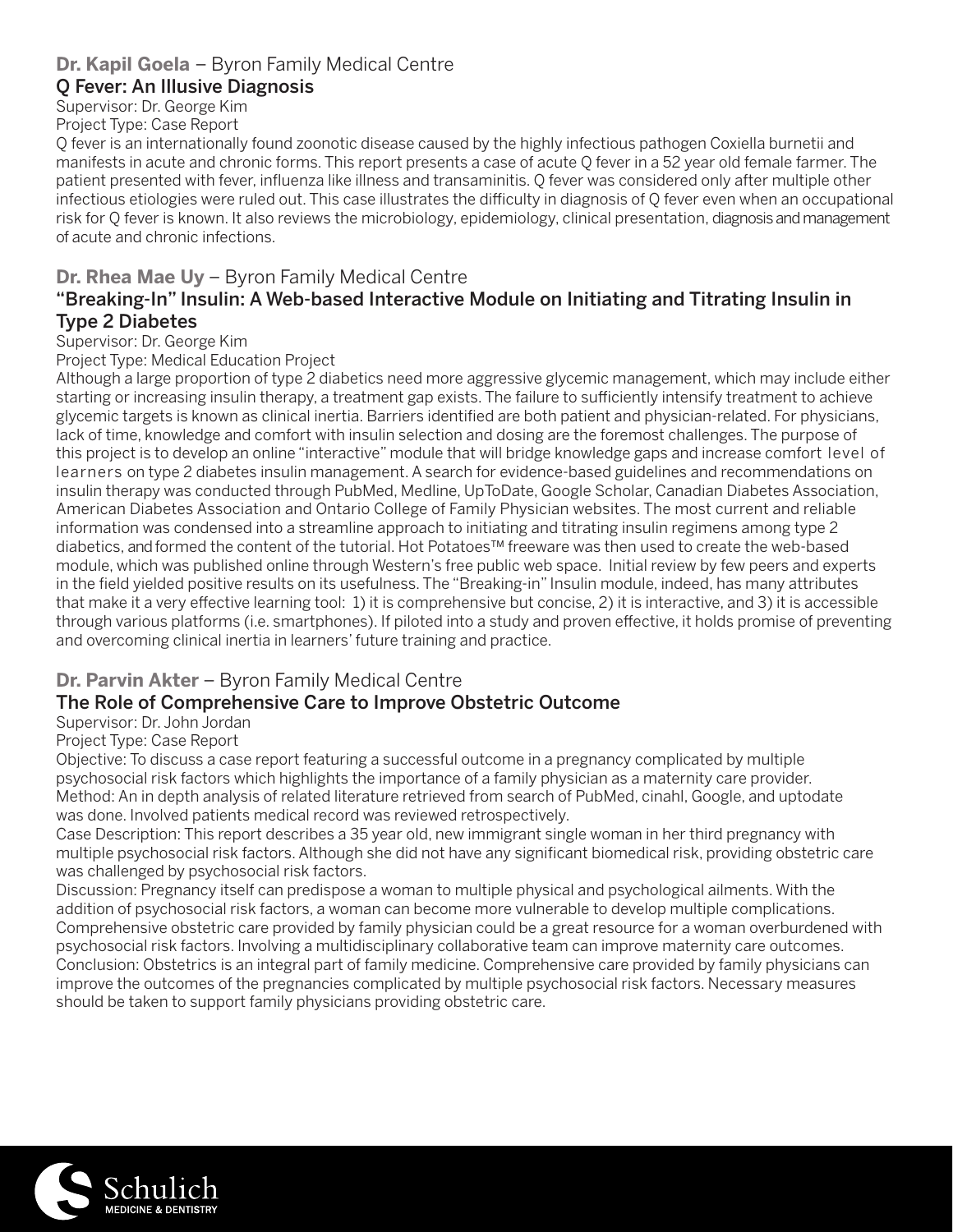**Dr. Kapil Goela** – Byron Family Medical Centre

### Q Fever: An Illusive Diagnosis

Supervisor: Dr. George Kim
Project Type: Case Report

Q fever is an internationally found zoonotic disease caused by the highly infectious pathogen Coxiella burnetii and manifests in acute and chronic forms. This report presents a case of acute Q fever in a 52 year old female farmer. The patient presented with fever, influenza like illness and transaminitis. Q fever was considered only after multiple other infectious etiologies were ruled out. This case illustrates the difficulty in diagnosis of Q fever even when an occupational risk for Q fever is known. It also reviews the microbiology, epidemiology, clinical presentation, diagnosis and management of acute and chronic infections.

**Dr. Rhea Mae Uy** – Byron Family Medical Centre

### "Breaking-In" Insulin: A Web-based Interactive Module on Initiating and Titrating Insulin in Type 2 Diabetes

Supervisor: Dr. George Kim
Project Type: Medical Education Project

Although a large proportion of type 2 diabetics need more aggressive glycemic management, which may include either starting or increasing insulin therapy, a treatment gap exists. The failure to sufficiently intensify treatment to achieve glycemic targets is known as clinical inertia. Barriers identified are both patient and physician-related. For physicians, lack of time, knowledge and comfort with insulin selection and dosing are the foremost challenges. The purpose of this project is to develop an online "interactive" module that will bridge knowledge gaps and increase comfort level of learners on type 2 diabetes insulin management. A search for evidence-based guidelines and recommendations on insulin therapy was conducted through PubMed, Medline, UpToDate, Google Scholar, Canadian Diabetes Association, American Diabetes Association and Ontario College of Family Physician websites. The most current and reliable information was condensed into a streamline approach to initiating and titrating insulin regimens among type 2 diabetics, and formed the content of the tutorial. Hot Potatoes™ freeware was then used to create the web-based module, which was published online through Western's free public web space. Initial review by few peers and experts in the field yielded positive results on its usefulness. The "Breaking-in" Insulin module, indeed, has many attributes that make it a very effective learning tool: 1) it is comprehensive but concise, 2) it is interactive, and 3) it is accessible through various platforms (i.e. smartphones). If piloted into a study and proven effective, it holds promise of preventing and overcoming clinical inertia in learners' future training and practice.

**Dr. Parvin Akter** – Byron Family Medical Centre

### The Role of Comprehensive Care to Improve Obstetric Outcome

Supervisor: Dr. John Jordan
Project Type: Case Report

Objective: To discuss a case report featuring a successful outcome in a pregnancy complicated by multiple psychosocial risk factors which highlights the importance of a family physician as a maternity care provider.
Method: An in depth analysis of related literature retrieved from search of PubMed, cinahl, Google, and uptodate was done. Involved patients medical record was reviewed retrospectively.
Case Description: This report describes a 35 year old, new immigrant single woman in her third pregnancy with multiple psychosocial risk factors. Although she did not have any significant biomedical risk, providing obstetric care was challenged by psychosocial risk factors.
Discussion: Pregnancy itself can predispose a woman to multiple physical and psychological ailments. With the addition of psychosocial risk factors, a woman can become more vulnerable to develop multiple complications. Comprehensive obstetric care provided by family physician could be a great resource for a woman overburdened with psychosocial risk factors. Involving a multidisciplinary collaborative team can improve maternity care outcomes.
Conclusion: Obstetrics is an integral part of family medicine. Comprehensive care provided by family physicians can improve the outcomes of the pregnancies complicated by multiple psychosocial risk factors. Necessary measures should be taken to support family physicians providing obstetric care.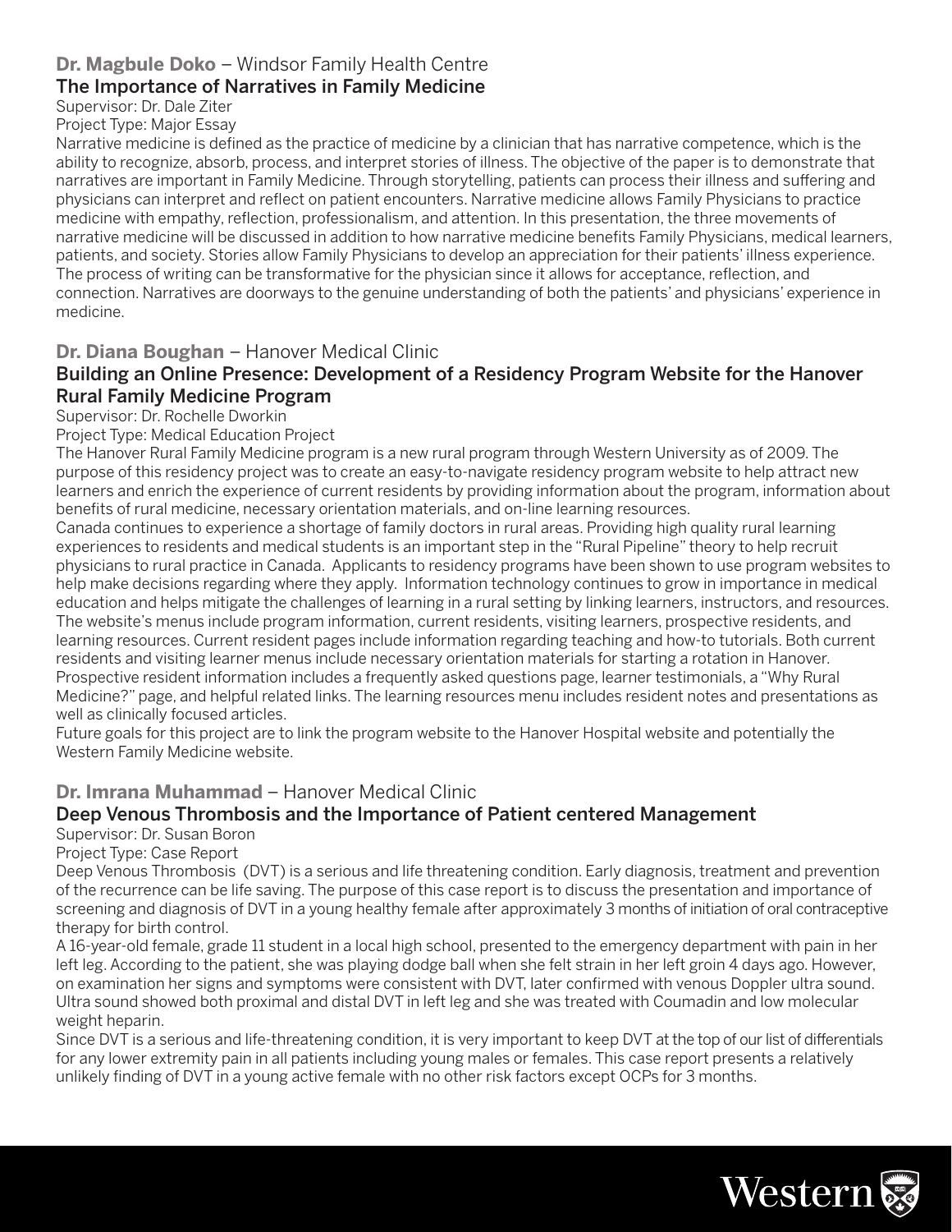**Dr. Magbule Doko** – Windsor Family Health Centre

### The Importance of Narratives in Family Medicine

Supervisor: Dr. Dale Ziter

Project Type: Major Essay

Narrative medicine is defined as the practice of medicine by a clinician that has narrative competence, which is the ability to recognize, absorb, process, and interpret stories of illness. The objective of the paper is to demonstrate that narratives are important in Family Medicine. Through storytelling, patients can process their illness and suffering and physicians can interpret and reflect on patient encounters. Narrative medicine allows Family Physicians to practice medicine with empathy, reflection, professionalism, and attention. In this presentation, the three movements of narrative medicine will be discussed in addition to how narrative medicine benefits Family Physicians, medical learners, patients, and society. Stories allow Family Physicians to develop an appreciation for their patients' illness experience. The process of writing can be transformative for the physician since it allows for acceptance, reflection, and connection. Narratives are doorways to the genuine understanding of both the patients' and physicians' experience in medicine.

**Dr. Diana Boughan** – Hanover Medical Clinic

### Building an Online Presence: Development of a Residency Program Website for the Hanover Rural Family Medicine Program

Supervisor: Dr. Rochelle Dworkin

Project Type: Medical Education Project

The Hanover Rural Family Medicine program is a new rural program through Western University as of 2009. The purpose of this residency project was to create an easy-to-navigate residency program website to help attract new learners and enrich the experience of current residents by providing information about the program, information about benefits of rural medicine, necessary orientation materials, and on-line learning resources.

Canada continues to experience a shortage of family doctors in rural areas. Providing high quality rural learning experiences to residents and medical students is an important step in the "Rural Pipeline" theory to help recruit physicians to rural practice in Canada. Applicants to residency programs have been shown to use program websites to help make decisions regarding where they apply. Information technology continues to grow in importance in medical education and helps mitigate the challenges of learning in a rural setting by linking learners, instructors, and resources.

The website's menus include program information, current residents, visiting learners, prospective residents, and learning resources. Current resident pages include information regarding teaching and how-to tutorials. Both current residents and visiting learner menus include necessary orientation materials for starting a rotation in Hanover. Prospective resident information includes a frequently asked questions page, learner testimonials, a "Why Rural Medicine?" page, and helpful related links. The learning resources menu includes resident notes and presentations as well as clinically focused articles.

Future goals for this project are to link the program website to the Hanover Hospital website and potentially the Western Family Medicine website.

**Dr. Imrana Muhammad** – Hanover Medical Clinic

### Deep Venous Thrombosis and the Importance of Patient centered Management

Supervisor: Dr. Susan Boron

Project Type: Case Report

Deep Venous Thrombosis (DVT) is a serious and life threatening condition. Early diagnosis, treatment and prevention of the recurrence can be life saving. The purpose of this case report is to discuss the presentation and importance of screening and diagnosis of DVT in a young healthy female after approximately 3 months of initiation of oral contraceptive therapy for birth control.

A 16-year-old female, grade 11 student in a local high school, presented to the emergency department with pain in her left leg. According to the patient, she was playing dodge ball when she felt strain in her left groin 4 days ago. However, on examination her signs and symptoms were consistent with DVT, later confirmed with venous Doppler ultra sound. Ultra sound showed both proximal and distal DVT in left leg and she was treated with Coumadin and low molecular weight heparin.

Since DVT is a serious and life-threatening condition, it is very important to keep DVT at the top of our list of differentials for any lower extremity pain in all patients including young males or females. This case report presents a relatively unlikely finding of DVT in a young active female with no other risk factors except OCPs for 3 months.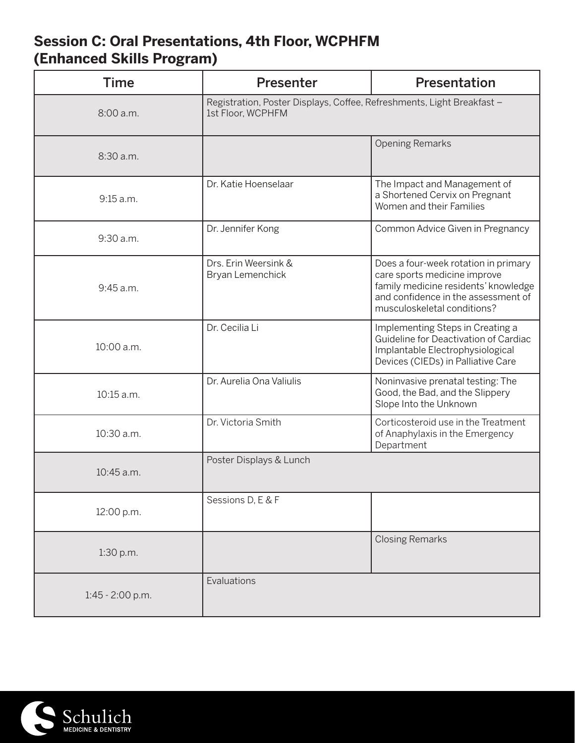## Session C: Oral Presentations, 4th Floor, WCPHFM (Enhanced Skills Program)

| Time | Presenter | Presentation |
|---|---|---|
| 8:00 a.m. | Registration, Poster Displays, Coffee, Refreshments, Light Breakfast – 1st Floor, WCPHFM | |
| 8:30 a.m. | | Opening Remarks |
| 9:15 a.m. | Dr. Katie Hoenselaar | The Impact and Management of a Shortened Cervix on Pregnant Women and their Families |
| 9:30 a.m. | Dr. Jennifer Kong | Common Advice Given in Pregnancy |
| 9:45 a.m. | Drs. Erin Weersink & Bryan Lemenchick | Does a four-week rotation in primary care sports medicine improve family medicine residents' knowledge and confidence in the assessment of musculoskeletal conditions? |
| 10:00 a.m. | Dr. Cecilia Li | Implementing Steps in Creating a Guideline for Deactivation of Cardiac Implantable Electrophysiological Devices (CIEDs) in Palliative Care |
| 10:15 a.m. | Dr. Aurelia Ona Valiulis | Noninvasive prenatal testing: The Good, the Bad, and the Slippery Slope Into the Unknown |
| 10:30 a.m. | Dr. Victoria Smith | Corticosteroid use in the Treatment of Anaphylaxis in the Emergency Department |
| 10:45 a.m. | Poster Displays & Lunch | |
| 12:00 p.m. | Sessions D, E & F | |
| 1:30 p.m. | | Closing Remarks |
| 1:45 - 2:00 p.m. | Evaluations | |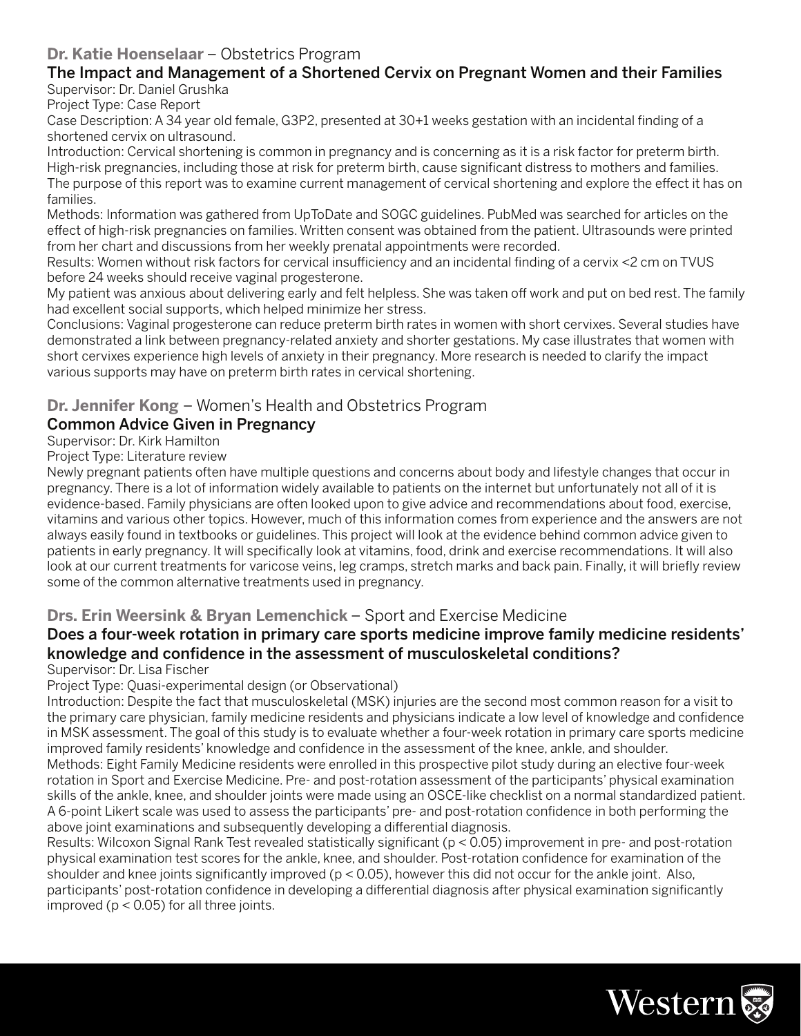**Dr. Katie Hoenselaar** – Obstetrics Program

### The Impact and Management of a Shortened Cervix on Pregnant Women and their Families

Supervisor: Dr. Daniel Grushka

Project Type: Case Report

Case Description: A 34 year old female, G3P2, presented at 30+1 weeks gestation with an incidental finding of a shortened cervix on ultrasound.

Introduction: Cervical shortening is common in pregnancy and is concerning as it is a risk factor for preterm birth. High-risk pregnancies, including those at risk for preterm birth, cause significant distress to mothers and families. The purpose of this report was to examine current management of cervical shortening and explore the effect it has on families.

Methods: Information was gathered from UpToDate and SOGC guidelines. PubMed was searched for articles on the effect of high-risk pregnancies on families. Written consent was obtained from the patient. Ultrasounds were printed from her chart and discussions from her weekly prenatal appointments were recorded.

Results: Women without risk factors for cervical insufficiency and an incidental finding of a cervix <2 cm on TVUS before 24 weeks should receive vaginal progesterone.

My patient was anxious about delivering early and felt helpless. She was taken off work and put on bed rest. The family had excellent social supports, which helped minimize her stress.

Conclusions: Vaginal progesterone can reduce preterm birth rates in women with short cervixes. Several studies have demonstrated a link between pregnancy-related anxiety and shorter gestations. My case illustrates that women with short cervixes experience high levels of anxiety in their pregnancy. More research is needed to clarify the impact various supports may have on preterm birth rates in cervical shortening.

**Dr. Jennifer Kong** – Women's Health and Obstetrics Program

### Common Advice Given in Pregnancy

Supervisor: Dr. Kirk Hamilton

Project Type: Literature review

Newly pregnant patients often have multiple questions and concerns about body and lifestyle changes that occur in pregnancy. There is a lot of information widely available to patients on the internet but unfortunately not all of it is evidence-based. Family physicians are often looked upon to give advice and recommendations about food, exercise, vitamins and various other topics. However, much of this information comes from experience and the answers are not always easily found in textbooks or guidelines. This project will look at the evidence behind common advice given to patients in early pregnancy. It will specifically look at vitamins, food, drink and exercise recommendations. It will also look at our current treatments for varicose veins, leg cramps, stretch marks and back pain. Finally, it will briefly review some of the common alternative treatments used in pregnancy.

**Drs. Erin Weersink & Bryan Lemenchick** – Sport and Exercise Medicine

### Does a four-week rotation in primary care sports medicine improve family medicine residents' knowledge and confidence in the assessment of musculoskeletal conditions?

Supervisor: Dr. Lisa Fischer

Project Type: Quasi-experimental design (or Observational)

Introduction: Despite the fact that musculoskeletal (MSK) injuries are the second most common reason for a visit to the primary care physician, family medicine residents and physicians indicate a low level of knowledge and confidence in MSK assessment. The goal of this study is to evaluate whether a four-week rotation in primary care sports medicine improved family residents' knowledge and confidence in the assessment of the knee, ankle, and shoulder.

Methods: Eight Family Medicine residents were enrolled in this prospective pilot study during an elective four-week rotation in Sport and Exercise Medicine. Pre- and post-rotation assessment of the participants' physical examination skills of the ankle, knee, and shoulder joints were made using an OSCE-like checklist on a normal standardized patient. A 6-point Likert scale was used to assess the participants' pre- and post-rotation confidence in both performing the above joint examinations and subsequently developing a differential diagnosis.

Results: Wilcoxon Signal Rank Test revealed statistically significant ($p < 0.05$) improvement in pre- and post-rotation physical examination test scores for the ankle, knee, and shoulder. Post-rotation confidence for examination of the shoulder and knee joints significantly improved ($p < 0.05$), however this did not occur for the ankle joint. Also, participants' post-rotation confidence in developing a differential diagnosis after physical examination significantly improved ($p < 0.05$) for all three joints.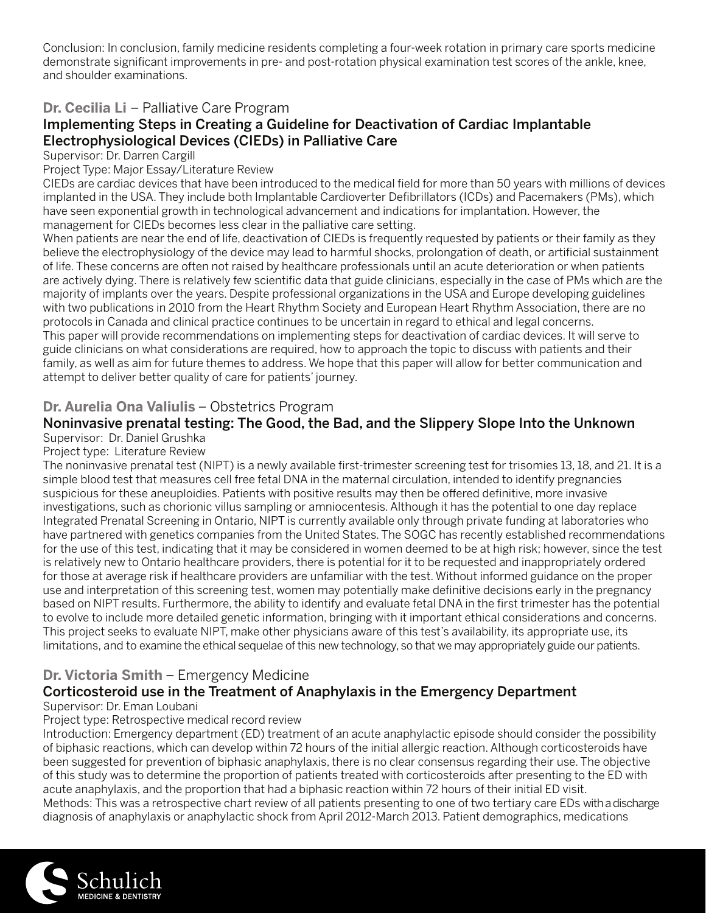Conclusion: In conclusion, family medicine residents completing a four-week rotation in primary care sports medicine demonstrate significant improvements in pre- and post-rotation physical examination test scores of the ankle, knee, and shoulder examinations.

### Dr. Cecilia Li – Palliative Care Program

#### Implementing Steps in Creating a Guideline for Deactivation of Cardiac Implantable Electrophysiological Devices (CIEDs) in Palliative Care

Supervisor: Dr. Darren Cargill

Project Type: Major Essay/Literature Review

CIEDs are cardiac devices that have been introduced to the medical field for more than 50 years with millions of devices implanted in the USA. They include both Implantable Cardioverter Defibrillators (ICDs) and Pacemakers (PMs), which have seen exponential growth in technological advancement and indications for implantation. However, the management for CIEDs becomes less clear in the palliative care setting.

When patients are near the end of life, deactivation of CIEDs is frequently requested by patients or their family as they believe the electrophysiology of the device may lead to harmful shocks, prolongation of death, or artificial sustainment of life. These concerns are often not raised by healthcare professionals until an acute deterioration or when patients are actively dying. There is relatively few scientific data that guide clinicians, especially in the case of PMs which are the majority of implants over the years. Despite professional organizations in the USA and Europe developing guidelines with two publications in 2010 from the Heart Rhythm Society and European Heart Rhythm Association, there are no protocols in Canada and clinical practice continues to be uncertain in regard to ethical and legal concerns.

This paper will provide recommendations on implementing steps for deactivation of cardiac devices. It will serve to guide clinicians on what considerations are required, how to approach the topic to discuss with patients and their family, as well as aim for future themes to address. We hope that this paper will allow for better communication and attempt to deliver better quality of care for patients' journey.

### Dr. Aurelia Ona Valiulis – Obstetrics Program

#### Noninvasive prenatal testing: The Good, the Bad, and the Slippery Slope Into the Unknown

Supervisor: Dr. Daniel Grushka

Project type: Literature Review

The noninvasive prenatal test (NIPT) is a newly available first-trimester screening test for trisomies 13, 18, and 21. It is a simple blood test that measures cell free fetal DNA in the maternal circulation, intended to identify pregnancies suspicious for these aneuploidies. Patients with positive results may then be offered definitive, more invasive investigations, such as chorionic villus sampling or amniocentesis. Although it has the potential to one day replace Integrated Prenatal Screening in Ontario, NIPT is currently available only through private funding at laboratories who have partnered with genetics companies from the United States. The SOGC has recently established recommendations for the use of this test, indicating that it may be considered in women deemed to be at high risk; however, since the test is relatively new to Ontario healthcare providers, there is potential for it to be requested and inappropriately ordered for those at average risk if healthcare providers are unfamiliar with the test. Without informed guidance on the proper use and interpretation of this screening test, women may potentially make definitive decisions early in the pregnancy based on NIPT results. Furthermore, the ability to identify and evaluate fetal DNA in the first trimester has the potential to evolve to include more detailed genetic information, bringing with it important ethical considerations and concerns. This project seeks to evaluate NIPT, make other physicians aware of this test's availability, its appropriate use, its limitations, and to examine the ethical sequelae of this new technology, so that we may appropriately guide our patients.

### Dr. Victoria Smith – Emergency Medicine

#### Corticosteroid use in the Treatment of Anaphylaxis in the Emergency Department

Supervisor: Dr. Eman Loubani

Project type: Retrospective medical record review

Introduction: Emergency department (ED) treatment of an acute anaphylactic episode should consider the possibility of biphasic reactions, which can develop within 72 hours of the initial allergic reaction. Although corticosteroids have been suggested for prevention of biphasic anaphylaxis, there is no clear consensus regarding their use. The objective of this study was to determine the proportion of patients treated with corticosteroids after presenting to the ED with acute anaphylaxis, and the proportion that had a biphasic reaction within 72 hours of their initial ED visit.

Methods: This was a retrospective chart review of all patients presenting to one of two tertiary care EDs with a discharge diagnosis of anaphylaxis or anaphylactic shock from April 2012-March 2013. Patient demographics, medications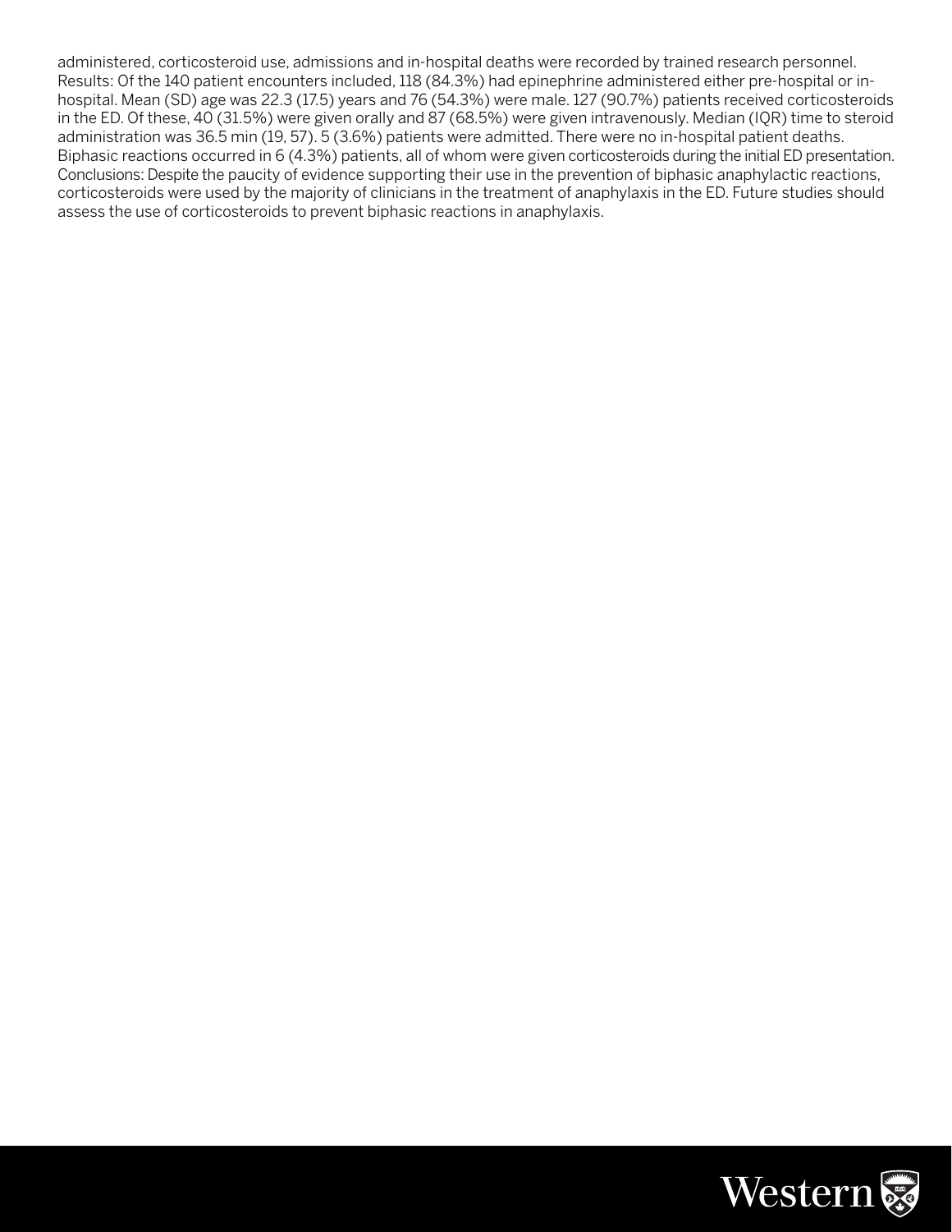administered, corticosteroid use, admissions and in-hospital deaths were recorded by trained research personnel. Results: Of the 140 patient encounters included, 118 (84.3%) had epinephrine administered either pre-hospital or in-hospital. Mean (SD) age was 22.3 (17.5) years and 76 (54.3%) were male. 127 (90.7%) patients received corticosteroids in the ED. Of these, 40 (31.5%) were given orally and 87 (68.5%) were given intravenously. Median (IQR) time to steroid administration was 36.5 min (19, 57). 5 (3.6%) patients were admitted. There were no in-hospital patient deaths. Biphasic reactions occurred in 6 (4.3%) patients, all of whom were given corticosteroids during the initial ED presentation. Conclusions: Despite the paucity of evidence supporting their use in the prevention of biphasic anaphylactic reactions, corticosteroids were used by the majority of clinicians in the treatment of anaphylaxis in the ED. Future studies should assess the use of corticosteroids to prevent biphasic reactions in anaphylaxis.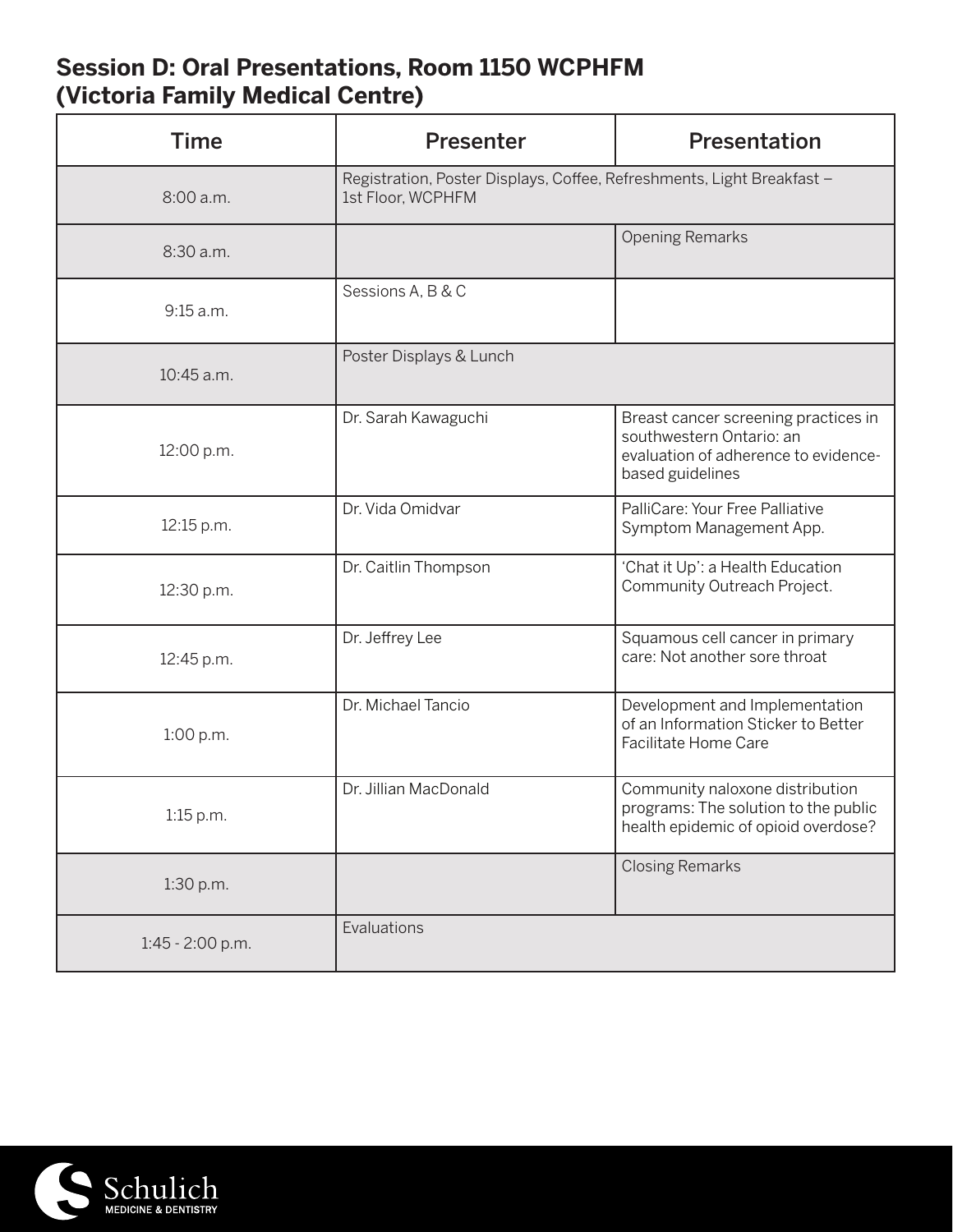## Session D: Oral Presentations, Room 1150 WCPHFM (Victoria Family Medical Centre)

| Time | Presenter | Presentation |
|---|---|---|
| 8:00 a.m. | Registration, Poster Displays, Coffee, Refreshments, Light Breakfast – 1st Floor, WCPHFM | |
| 8:30 a.m. | | Opening Remarks |
| 9:15 a.m. | Sessions A, B & C | |
| 10:45 a.m. | Poster Displays & Lunch | |
| 12:00 p.m. | Dr. Sarah Kawaguchi | Breast cancer screening practices in southwestern Ontario: an evaluation of adherence to evidence-based guidelines |
| 12:15 p.m. | Dr. Vida Omidvar | PalliCare: Your Free Palliative Symptom Management App. |
| 12:30 p.m. | Dr. Caitlin Thompson | 'Chat it Up': a Health Education Community Outreach Project. |
| 12:45 p.m. | Dr. Jeffrey Lee | Squamous cell cancer in primary care: Not another sore throat |
| 1:00 p.m. | Dr. Michael Tancio | Development and Implementation of an Information Sticker to Better Facilitate Home Care |
| 1:15 p.m. | Dr. Jillian MacDonald | Community naloxone distribution programs: The solution to the public health epidemic of opioid overdose? |
| 1:30 p.m. | | Closing Remarks |
| 1:45 - 2:00 p.m. | Evaluations | |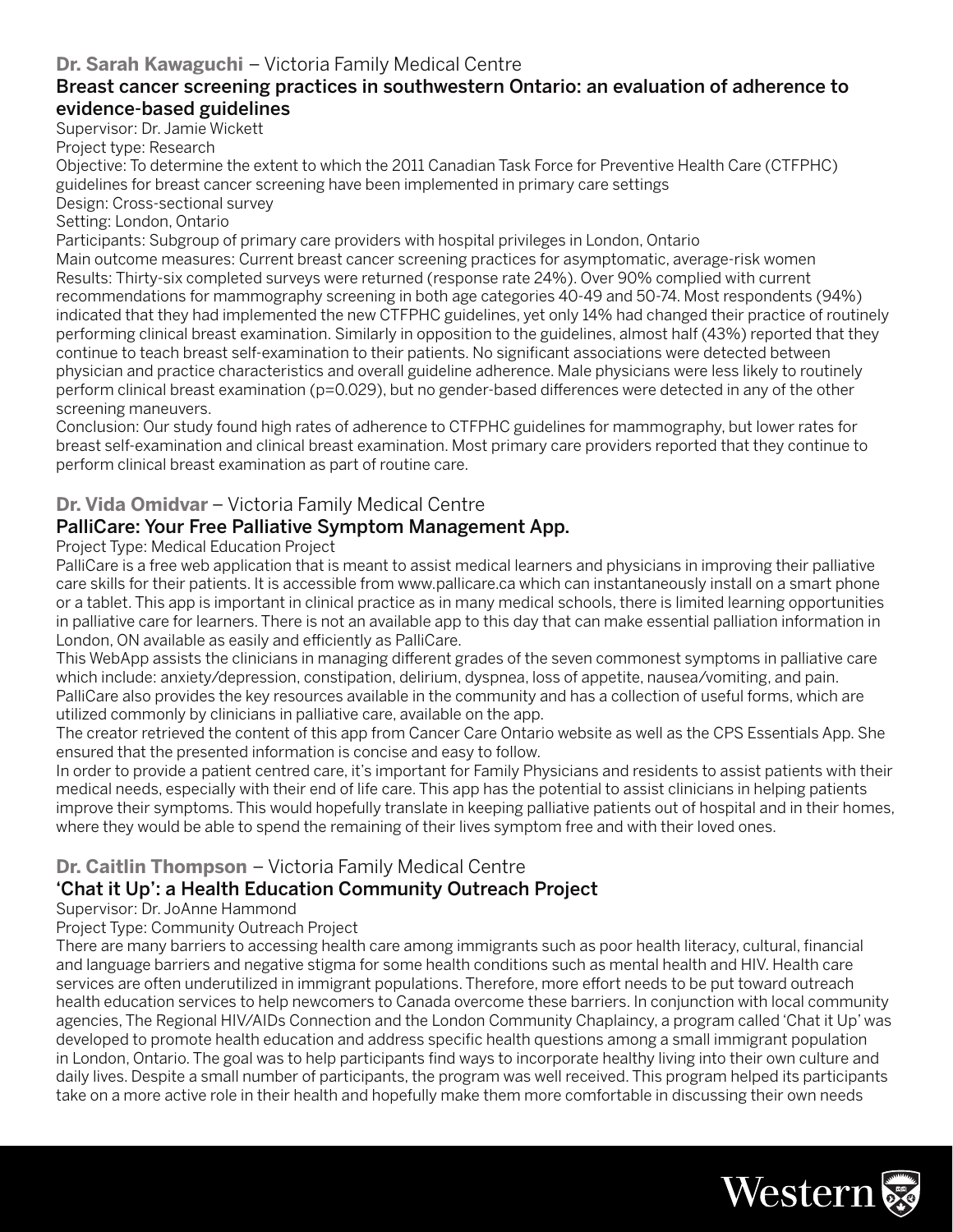**Dr. Sarah Kawaguchi** – Victoria Family Medical Centre

### Breast cancer screening practices in southwestern Ontario: an evaluation of adherence to evidence-based guidelines

Supervisor: Dr. Jamie Wickett
Project type: Research
Objective: To determine the extent to which the 2011 Canadian Task Force for Preventive Health Care (CTFPHC) guidelines for breast cancer screening have been implemented in primary care settings
Design: Cross-sectional survey
Setting: London, Ontario
Participants: Subgroup of primary care providers with hospital privileges in London, Ontario
Main outcome measures: Current breast cancer screening practices for asymptomatic, average-risk women
Results: Thirty-six completed surveys were returned (response rate 24%). Over 90% complied with current recommendations for mammography screening in both age categories 40-49 and 50-74. Most respondents (94%) indicated that they had implemented the new CTFPHC guidelines, yet only 14% had changed their practice of routinely performing clinical breast examination. Similarly in opposition to the guidelines, almost half (43%) reported that they continue to teach breast self-examination to their patients. No significant associations were detected between physician and practice characteristics and overall guideline adherence. Male physicians were less likely to routinely perform clinical breast examination ($p=0.029$), but no gender-based differences were detected in any of the other screening maneuvers.
Conclusion: Our study found high rates of adherence to CTFPHC guidelines for mammography, but lower rates for breast self-examination and clinical breast examination. Most primary care providers reported that they continue to perform clinical breast examination as part of routine care.

**Dr. Vida Omidvar** – Victoria Family Medical Centre

### PalliCare: Your Free Palliative Symptom Management App.

Project Type: Medical Education Project
PalliCare is a free web application that is meant to assist medical learners and physicians in improving their palliative care skills for their patients. It is accessible from www.pallicare.ca which can instantaneously install on a smart phone or a tablet. This app is important in clinical practice as in many medical schools, there is limited learning opportunities in palliative care for learners. There is not an available app to this day that can make essential palliation information in London, ON available as easily and efficiently as PalliCare.
This WebApp assists the clinicians in managing different grades of the seven commonest symptoms in palliative care which include: anxiety/depression, constipation, delirium, dyspnea, loss of appetite, nausea/vomiting, and pain. PalliCare also provides the key resources available in the community and has a collection of useful forms, which are utilized commonly by clinicians in palliative care, available on the app.
The creator retrieved the content of this app from Cancer Care Ontario website as well as the CPS Essentials App. She ensured that the presented information is concise and easy to follow.
In order to provide a patient centred care, it's important for Family Physicians and residents to assist patients with their medical needs, especially with their end of life care. This app has the potential to assist clinicians in helping patients improve their symptoms. This would hopefully translate in keeping palliative patients out of hospital and in their homes, where they would be able to spend the remaining of their lives symptom free and with their loved ones.

**Dr. Caitlin Thompson** – Victoria Family Medical Centre

### 'Chat it Up': a Health Education Community Outreach Project

Supervisor: Dr. JoAnne Hammond
Project Type: Community Outreach Project
There are many barriers to accessing health care among immigrants such as poor health literacy, cultural, financial and language barriers and negative stigma for some health conditions such as mental health and HIV. Health care services are often underutilized in immigrant populations. Therefore, more effort needs to be put toward outreach health education services to help newcomers to Canada overcome these barriers. In conjunction with local community agencies, The Regional HIV/AIDs Connection and the London Community Chaplaincy, a program called 'Chat it Up' was developed to promote health education and address specific health questions among a small immigrant population in London, Ontario. The goal was to help participants find ways to incorporate healthy living into their own culture and daily lives. Despite a small number of participants, the program was well received. This program helped its participants take on a more active role in their health and hopefully make them more comfortable in discussing their own needs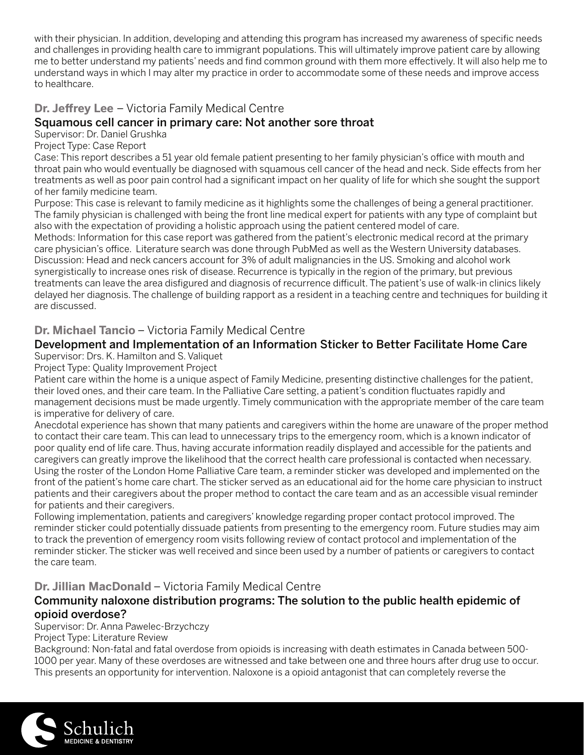with their physician. In addition, developing and attending this program has increased my awareness of specific needs and challenges in providing health care to immigrant populations. This will ultimately improve patient care by allowing me to better understand my patients' needs and find common ground with them more effectively. It will also help me to understand ways in which I may alter my practice in order to accommodate some of these needs and improve access to healthcare.

### **Dr. Jeffrey Lee** – Victoria Family Medical Centre

#### Squamous cell cancer in primary care: Not another sore throat

Supervisor: Dr. Daniel Grushka

Project Type: Case Report

Case: This report describes a 51 year old female patient presenting to her family physician's office with mouth and throat pain who would eventually be diagnosed with squamous cell cancer of the head and neck. Side effects from her treatments as well as poor pain control had a significant impact on her quality of life for which she sought the support of her family medicine team.

Purpose: This case is relevant to family medicine as it highlights some the challenges of being a general practitioner. The family physician is challenged with being the front line medical expert for patients with any type of complaint but also with the expectation of providing a holistic approach using the patient centered model of care.

Methods: Information for this case report was gathered from the patient's electronic medical record at the primary care physician's office. Literature search was done through PubMed as well as the Western University databases.

Discussion: Head and neck cancers account for 3% of adult malignancies in the US. Smoking and alcohol work synergistically to increase ones risk of disease. Recurrence is typically in the region of the primary, but previous treatments can leave the area disfigured and diagnosis of recurrence difficult. The patient's use of walk-in clinics likely delayed her diagnosis. The challenge of building rapport as a resident in a teaching centre and techniques for building it are discussed.

### **Dr. Michael Tancio** – Victoria Family Medical Centre

#### Development and Implementation of an Information Sticker to Better Facilitate Home Care

Supervisor: Drs. K. Hamilton and S. Valiquet

Project Type: Quality Improvement Project

Patient care within the home is a unique aspect of Family Medicine, presenting distinctive challenges for the patient, their loved ones, and their care team. In the Palliative Care setting, a patient's condition fluctuates rapidly and management decisions must be made urgently. Timely communication with the appropriate member of the care team is imperative for delivery of care.

Anecdotal experience has shown that many patients and caregivers within the home are unaware of the proper method to contact their care team. This can lead to unnecessary trips to the emergency room, which is a known indicator of poor quality end of life care. Thus, having accurate information readily displayed and accessible for the patients and caregivers can greatly improve the likelihood that the correct health care professional is contacted when necessary. Using the roster of the London Home Palliative Care team, a reminder sticker was developed and implemented on the front of the patient's home care chart. The sticker served as an educational aid for the home care physician to instruct patients and their caregivers about the proper method to contact the care team and as an accessible visual reminder for patients and their caregivers.

Following implementation, patients and caregivers' knowledge regarding proper contact protocol improved. The reminder sticker could potentially dissuade patients from presenting to the emergency room. Future studies may aim to track the prevention of emergency room visits following review of contact protocol and implementation of the reminder sticker. The sticker was well received and since been used by a number of patients or caregivers to contact the care team.

### **Dr. Jillian MacDonald** – Victoria Family Medical Centre

#### Community naloxone distribution programs: The solution to the public health epidemic of opioid overdose?

Supervisor: Dr. Anna Pawelec-Brzychczy

Project Type: Literature Review

Background: Non-fatal and fatal overdose from opioids is increasing with death estimates in Canada between 500-1000 per year. Many of these overdoses are witnessed and take between one and three hours after drug use to occur. This presents an opportunity for intervention. Naloxone is a opioid antagonist that can completely reverse the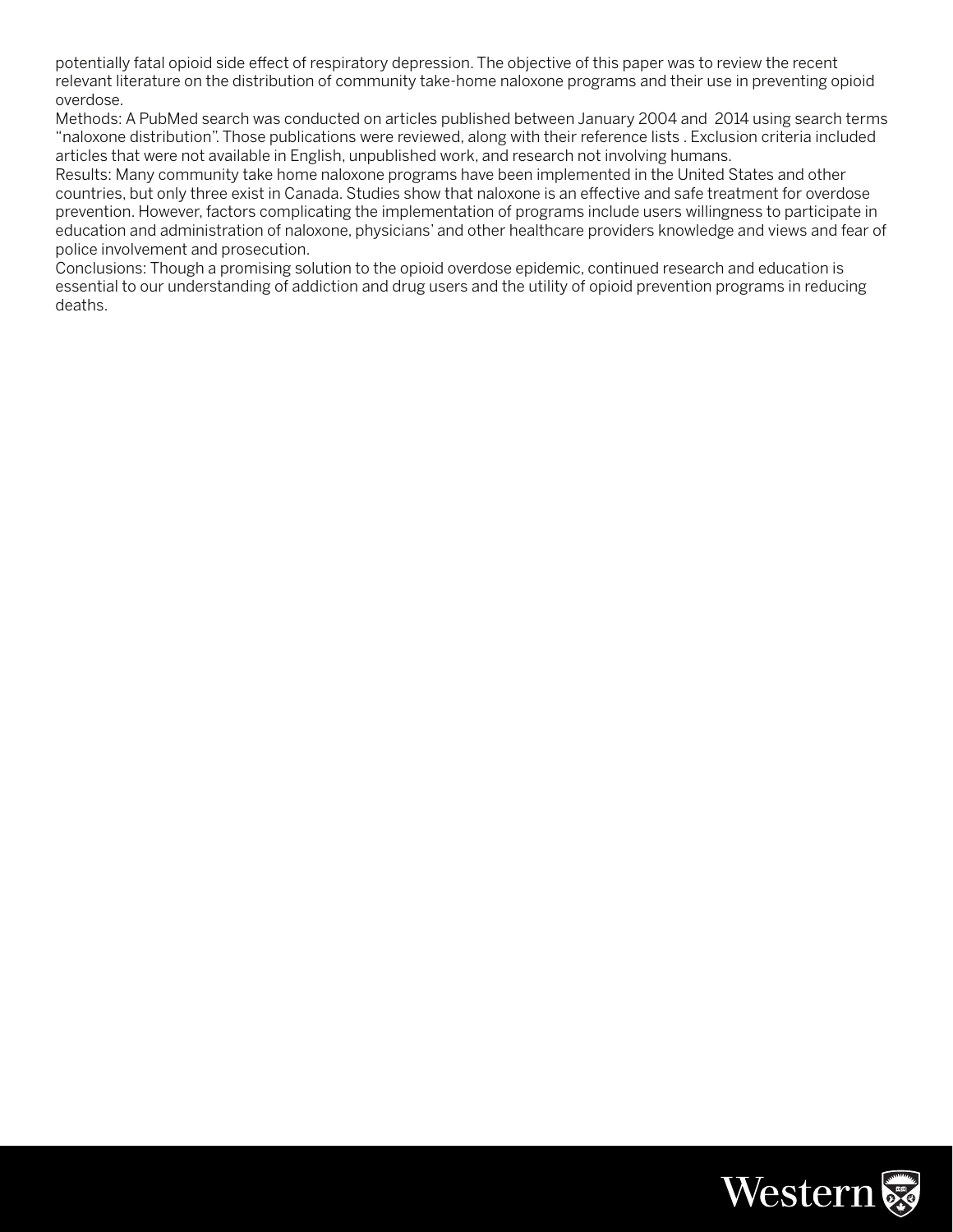potentially fatal opioid side effect of respiratory depression. The objective of this paper was to review the recent relevant literature on the distribution of community take-home naloxone programs and their use in preventing opioid overdose.

Methods: A PubMed search was conducted on articles published between January 2004 and 2014 using search terms "naloxone distribution". Those publications were reviewed, along with their reference lists . Exclusion criteria included articles that were not available in English, unpublished work, and research not involving humans.

Results: Many community take home naloxone programs have been implemented in the United States and other countries, but only three exist in Canada. Studies show that naloxone is an effective and safe treatment for overdose prevention. However, factors complicating the implementation of programs include users willingness to participate in education and administration of naloxone, physicians' and other healthcare providers knowledge and views and fear of police involvement and prosecution.

Conclusions: Though a promising solution to the opioid overdose epidemic, continued research and education is essential to our understanding of addiction and drug users and the utility of opioid prevention programs in reducing deaths.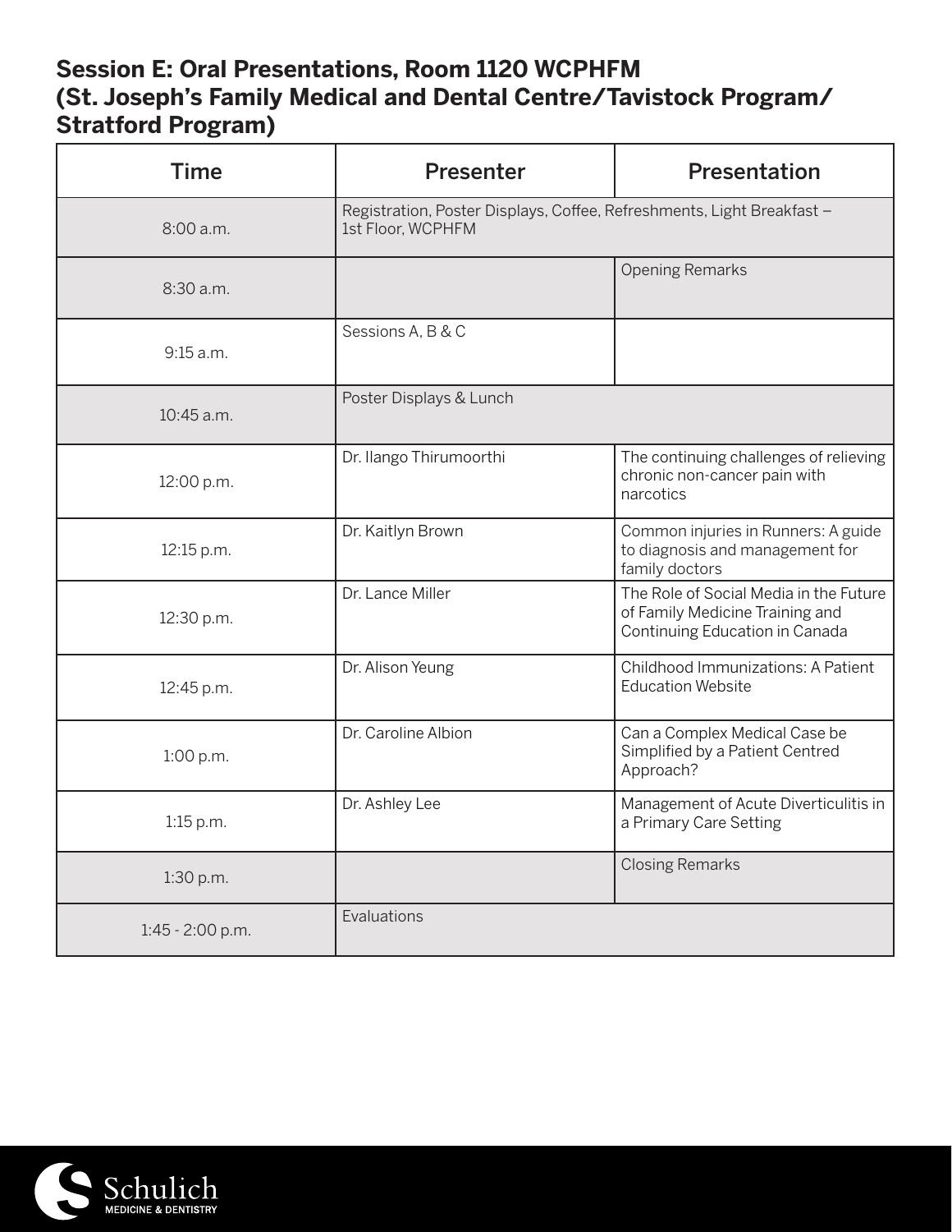## Session E: Oral Presentations, Room 1120 WCPHFM (St. Joseph's Family Medical and Dental Centre/Tavistock Program/ Stratford Program)

| Time | Presenter | Presentation |
|---|---|---|
| 8:00 a.m. | Registration, Poster Displays, Coffee, Refreshments, Light Breakfast – 1st Floor, WCPHFM | |
| 8:30 a.m. | | Opening Remarks |
| 9:15 a.m. | Sessions A, B & C | |
| 10:45 a.m. | Poster Displays & Lunch | |
| 12:00 p.m. | Dr. Ilango Thirumoorthi | The continuing challenges of relieving chronic non-cancer pain with narcotics |
| 12:15 p.m. | Dr. Kaitlyn Brown | Common injuries in Runners: A guide to diagnosis and management for family doctors |
| 12:30 p.m. | Dr. Lance Miller | The Role of Social Media in the Future of Family Medicine Training and Continuing Education in Canada |
| 12:45 p.m. | Dr. Alison Yeung | Childhood Immunizations: A Patient Education Website |
| 1:00 p.m. | Dr. Caroline Albion | Can a Complex Medical Case be Simplified by a Patient Centred Approach? |
| 1:15 p.m. | Dr. Ashley Lee | Management of Acute Diverticulitis in a Primary Care Setting |
| 1:30 p.m. | | Closing Remarks |
| 1:45 - 2:00 p.m. | Evaluations | |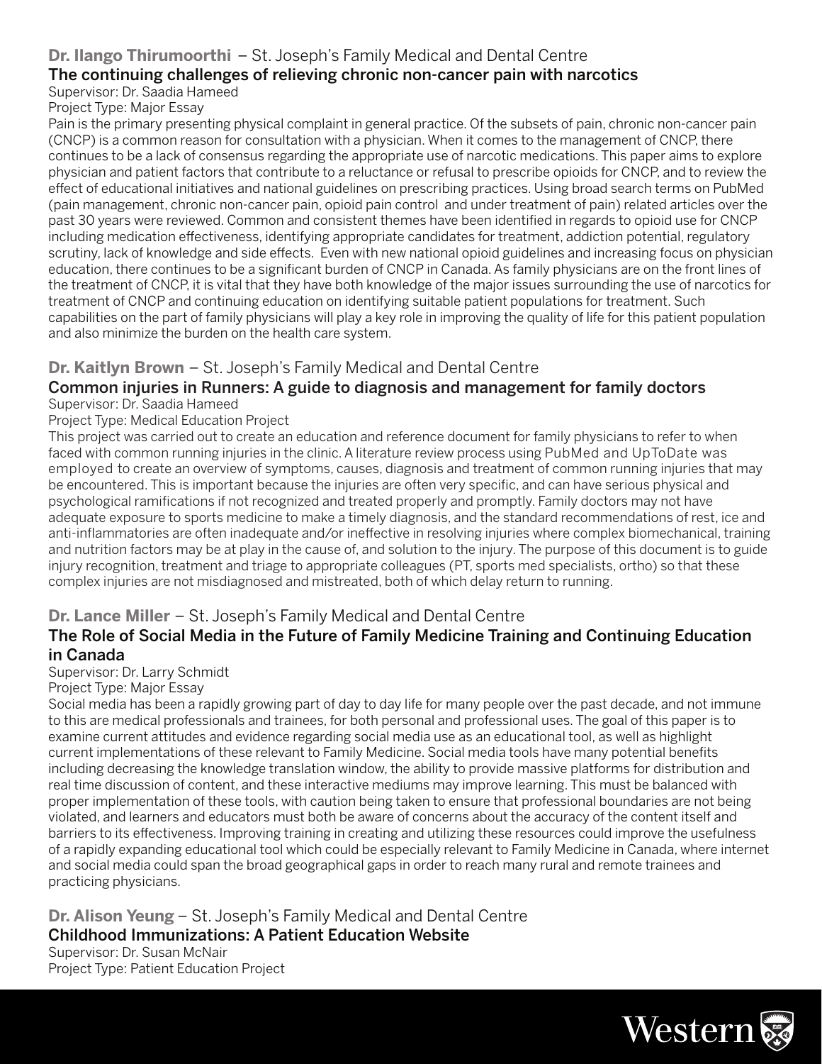**Dr. Ilango Thirumoorthi** – St. Joseph's Family Medical and Dental Centre

### The continuing challenges of relieving chronic non-cancer pain with narcotics

Supervisor: Dr. Saadia Hameed
Project Type: Major Essay

Pain is the primary presenting physical complaint in general practice. Of the subsets of pain, chronic non-cancer pain (CNCP) is a common reason for consultation with a physician. When it comes to the management of CNCP, there continues to be a lack of consensus regarding the appropriate use of narcotic medications. This paper aims to explore physician and patient factors that contribute to a reluctance or refusal to prescribe opioids for CNCP, and to review the effect of educational initiatives and national guidelines on prescribing practices. Using broad search terms on PubMed (pain management, chronic non-cancer pain, opioid pain control and under treatment of pain) related articles over the past 30 years were reviewed. Common and consistent themes have been identified in regards to opioid use for CNCP including medication effectiveness, identifying appropriate candidates for treatment, addiction potential, regulatory scrutiny, lack of knowledge and side effects. Even with new national opioid guidelines and increasing focus on physician education, there continues to be a significant burden of CNCP in Canada. As family physicians are on the front lines of the treatment of CNCP, it is vital that they have both knowledge of the major issues surrounding the use of narcotics for treatment of CNCP and continuing education on identifying suitable patient populations for treatment. Such capabilities on the part of family physicians will play a key role in improving the quality of life for this patient population and also minimize the burden on the health care system.

**Dr. Kaitlyn Brown** – St. Joseph's Family Medical and Dental Centre

### Common injuries in Runners: A guide to diagnosis and management for family doctors

Supervisor: Dr. Saadia Hameed
Project Type: Medical Education Project

This project was carried out to create an education and reference document for family physicians to refer to when faced with common running injuries in the clinic. A literature review process using PubMed and UpToDate was employed to create an overview of symptoms, causes, diagnosis and treatment of common running injuries that may be encountered. This is important because the injuries are often very specific, and can have serious physical and psychological ramifications if not recognized and treated properly and promptly. Family doctors may not have adequate exposure to sports medicine to make a timely diagnosis, and the standard recommendations of rest, ice and anti-inflammatories are often inadequate and/or ineffective in resolving injuries where complex biomechanical, training and nutrition factors may be at play in the cause of, and solution to the injury. The purpose of this document is to guide injury recognition, treatment and triage to appropriate colleagues (PT, sports med specialists, ortho) so that these complex injuries are not misdiagnosed and mistreated, both of which delay return to running.

**Dr. Lance Miller** – St. Joseph's Family Medical and Dental Centre

### The Role of Social Media in the Future of Family Medicine Training and Continuing Education in Canada

Supervisor: Dr. Larry Schmidt
Project Type: Major Essay

Social media has been a rapidly growing part of day to day life for many people over the past decade, and not immune to this are medical professionals and trainees, for both personal and professional uses. The goal of this paper is to examine current attitudes and evidence regarding social media use as an educational tool, as well as highlight current implementations of these relevant to Family Medicine. Social media tools have many potential benefits including decreasing the knowledge translation window, the ability to provide massive platforms for distribution and real time discussion of content, and these interactive mediums may improve learning. This must be balanced with proper implementation of these tools, with caution being taken to ensure that professional boundaries are not being violated, and learners and educators must both be aware of concerns about the accuracy of the content itself and barriers to its effectiveness. Improving training in creating and utilizing these resources could improve the usefulness of a rapidly expanding educational tool which could be especially relevant to Family Medicine in Canada, where internet and social media could span the broad geographical gaps in order to reach many rural and remote trainees and practicing physicians.

**Dr. Alison Yeung** – St. Joseph's Family Medical and Dental Centre

### Childhood Immunizations: A Patient Education Website

Supervisor: Dr. Susan McNair
Project Type: Patient Education Project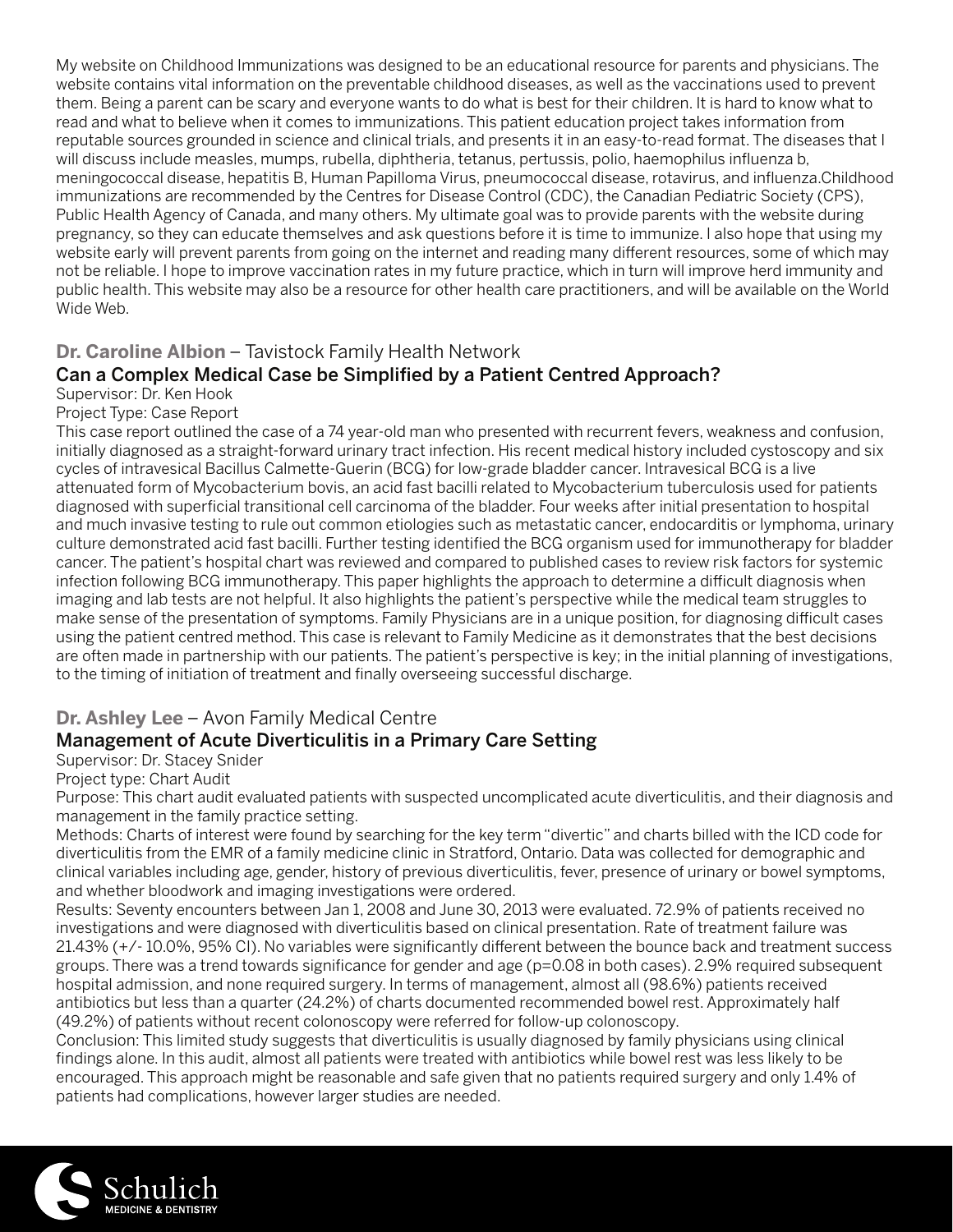My website on Childhood Immunizations was designed to be an educational resource for parents and physicians. The website contains vital information on the preventable childhood diseases, as well as the vaccinations used to prevent them. Being a parent can be scary and everyone wants to do what is best for their children. It is hard to know what to read and what to believe when it comes to immunizations. This patient education project takes information from reputable sources grounded in science and clinical trials, and presents it in an easy-to-read format. The diseases that I will discuss include measles, mumps, rubella, diphtheria, tetanus, pertussis, polio, haemophilus influenza b, meningococcal disease, hepatitis B, Human Papilloma Virus, pneumococcal disease, rotavirus, and influenza.Childhood immunizations are recommended by the Centres for Disease Control (CDC), the Canadian Pediatric Society (CPS), Public Health Agency of Canada, and many others. My ultimate goal was to provide parents with the website during pregnancy, so they can educate themselves and ask questions before it is time to immunize. I also hope that using my website early will prevent parents from going on the internet and reading many different resources, some of which may not be reliable. I hope to improve vaccination rates in my future practice, which in turn will improve herd immunity and public health. This website may also be a resource for other health care practitioners, and will be available on the World Wide Web.

## **Dr. Caroline Albion** – Tavistock Family Health Network

### Can a Complex Medical Case be Simplified by a Patient Centred Approach?

Supervisor: Dr. Ken Hook

Project Type: Case Report

This case report outlined the case of a 74 year-old man who presented with recurrent fevers, weakness and confusion, initially diagnosed as a straight-forward urinary tract infection. His recent medical history included cystoscopy and six cycles of intravesical Bacillus Calmette-Guerin (BCG) for low-grade bladder cancer. Intravesical BCG is a live attenuated form of Mycobacterium bovis, an acid fast bacilli related to Mycobacterium tuberculosis used for patients diagnosed with superficial transitional cell carcinoma of the bladder. Four weeks after initial presentation to hospital and much invasive testing to rule out common etiologies such as metastatic cancer, endocarditis or lymphoma, urinary culture demonstrated acid fast bacilli. Further testing identified the BCG organism used for immunotherapy for bladder cancer. The patient's hospital chart was reviewed and compared to published cases to review risk factors for systemic infection following BCG immunotherapy. This paper highlights the approach to determine a difficult diagnosis when imaging and lab tests are not helpful. It also highlights the patient's perspective while the medical team struggles to make sense of the presentation of symptoms. Family Physicians are in a unique position, for diagnosing difficult cases using the patient centred method. This case is relevant to Family Medicine as it demonstrates that the best decisions are often made in partnership with our patients. The patient's perspective is key; in the initial planning of investigations, to the timing of initiation of treatment and finally overseeing successful discharge.

## **Dr. Ashley Lee** – Avon Family Medical Centre

### Management of Acute Diverticulitis in a Primary Care Setting

Supervisor: Dr. Stacey Snider

Project type: Chart Audit

Purpose: This chart audit evaluated patients with suspected uncomplicated acute diverticulitis, and their diagnosis and management in the family practice setting.

Methods: Charts of interest were found by searching for the key term "divertic" and charts billed with the ICD code for diverticulitis from the EMR of a family medicine clinic in Stratford, Ontario. Data was collected for demographic and clinical variables including age, gender, history of previous diverticulitis, fever, presence of urinary or bowel symptoms, and whether bloodwork and imaging investigations were ordered.

Results: Seventy encounters between Jan 1, 2008 and June 30, 2013 were evaluated. 72.9% of patients received no investigations and were diagnosed with diverticulitis based on clinical presentation. Rate of treatment failure was 21.43% (+/- 10.0%, 95% CI). No variables were significantly different between the bounce back and treatment success groups. There was a trend towards significance for gender and age ($p=0.08$ in both cases). 2.9% required subsequent hospital admission, and none required surgery. In terms of management, almost all (98.6%) patients received antibiotics but less than a quarter (24.2%) of charts documented recommended bowel rest. Approximately half (49.2%) of patients without recent colonoscopy were referred for follow-up colonoscopy.

Conclusion: This limited study suggests that diverticulitis is usually diagnosed by family physicians using clinical findings alone. In this audit, almost all patients were treated with antibiotics while bowel rest was less likely to be encouraged. This approach might be reasonable and safe given that no patients required surgery and only 1.4% of patients had complications, however larger studies are needed.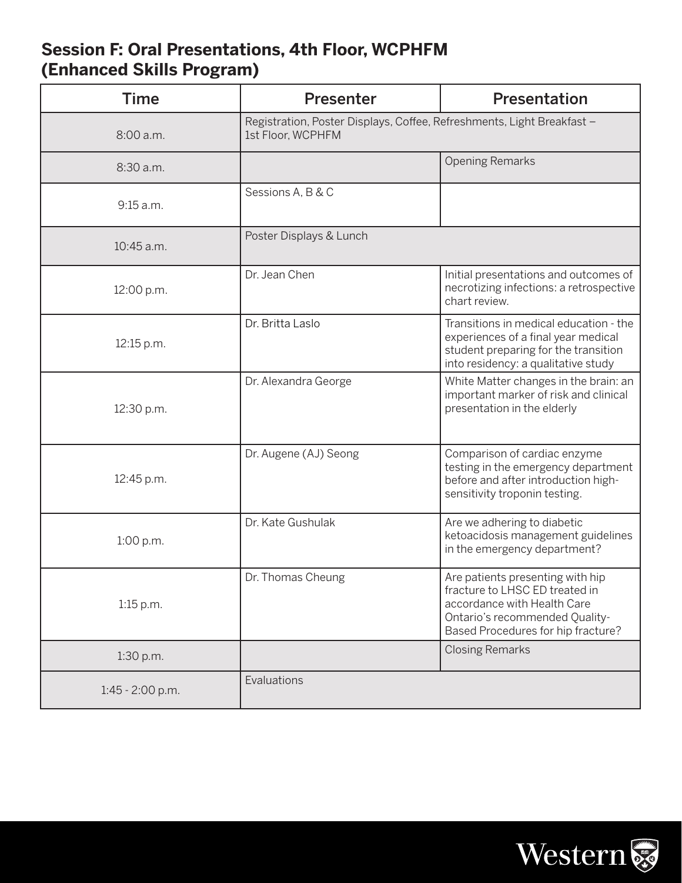## Session F: Oral Presentations, 4th Floor, WCPHFM (Enhanced Skills Program)

| Time | Presenter | Presentation |
|---|---|---|
| 8:00 a.m. | Registration, Poster Displays, Coffee, Refreshments, Light Breakfast – 1st Floor, WCPHFM | |
| 8:30 a.m. | | Opening Remarks |
| 9:15 a.m. | Sessions A, B & C | |
| 10:45 a.m. | Poster Displays & Lunch | |
| 12:00 p.m. | Dr. Jean Chen | Initial presentations and outcomes of necrotizing infections: a retrospective chart review. |
| 12:15 p.m. | Dr. Britta Laslo | Transitions in medical education - the experiences of a final year medical student preparing for the transition into residency: a qualitative study |
| 12:30 p.m. | Dr. Alexandra George | White Matter changes in the brain: an important marker of risk and clinical presentation in the elderly |
| 12:45 p.m. | Dr. Augene (AJ) Seong | Comparison of cardiac enzyme testing in the emergency department before and after introduction high-sensitivity troponin testing. |
| 1:00 p.m. | Dr. Kate Gushulak | Are we adhering to diabetic ketoacidosis management guidelines in the emergency department? |
| 1:15 p.m. | Dr. Thomas Cheung | Are patients presenting with hip fracture to LHSC ED treated in accordance with Health Care Ontario's recommended Quality-Based Procedures for hip fracture? |
| 1:30 p.m. | | Closing Remarks |
| 1:45 - 2:00 p.m. | Evaluations | |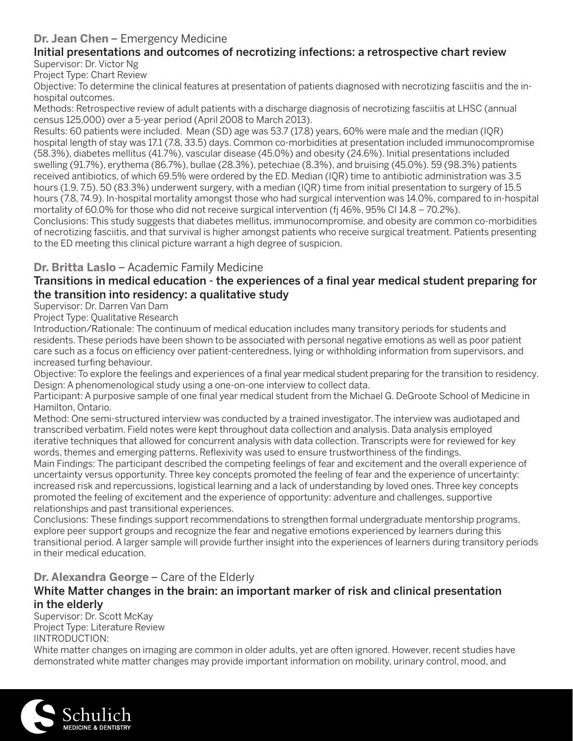**Dr. Jean Chen** – Emergency Medicine

### Initial presentations and outcomes of necrotizing infections: a retrospective chart review

Supervisor: Dr. Victor Ng

Project Type: Chart Review

Objective: To determine the clinical features at presentation of patients diagnosed with necrotizing fasciitis and the in-hospital outcomes.

Methods: Retrospective review of adult patients with a discharge diagnosis of necrotizing fasciitis at LHSC (annual census 125,000) over a 5-year period (April 2008 to March 2013).

Results: 60 patients were included. Mean (SD) age was 53.7 (17.8) years, 60% were male and the median (IQR) hospital length of stay was 17.1 (7.8, 33.5) days. Common co-morbidities at presentation included immunocompromise (58.3%), diabetes mellitus (41.7%), vascular disease (45.0%) and obesity (24.6%). Initial presentations included swelling (91.7%), erythema (86.7%), bullae (28.3%), petechiae (8.3%), and bruising (45.0%). 59 (98.3%) patients received antibiotics, of which 69.5% were ordered by the ED. Median (IQR) time to antibiotic administration was 3.5 hours (1.9, 7.5). 50 (83.3%) underwent surgery, with a median (IQR) time from initial presentation to surgery of 15.5 hours (7.8, 74.9). In-hospital mortality amongst those who had surgical intervention was 14.0%, compared to in-hospital mortality of 60.0% for those who did not receive surgical intervention (fj 46%, 95% CI 14.8 – 70.2%).

Conclusions: This study suggests that diabetes mellitus, immunocompromise, and obesity are common co-morbidities of necrotizing fasciitis, and that survival is higher amongst patients who receive surgical treatment. Patients presenting to the ED meeting this clinical picture warrant a high degree of suspicion.

**Dr. Britta Laslo** – Academic Family Medicine

### Transitions in medical education - the experiences of a final year medical student preparing for the transition into residency: a qualitative study

Supervisor: Dr. Darren Van Dam

Project Type: Qualitative Research

Introduction/Rationale: The continuum of medical education includes many transitory periods for students and residents. These periods have been shown to be associated with personal negative emotions as well as poor patient care such as a focus on efficiency over patient-centeredness, lying or withholding information from supervisors, and increased turfing behaviour.

Objective: To explore the feelings and experiences of a final year medical student preparing for the transition to residency.

Design: A phenomenological study using a one-on-one interview to collect data.

Participant: A purposive sample of one final year medical student from the Michael G. DeGroote School of Medicine in Hamilton, Ontario.

Method: One semi-structured interview was conducted by a trained investigator. The interview was audiotaped and transcribed verbatim. Field notes were kept throughout data collection and analysis. Data analysis employed iterative techniques that allowed for concurrent analysis with data collection. Transcripts were for reviewed for key words, themes and emerging patterns. Reflexivity was used to ensure trustworthiness of the findings.

Main Findings: The participant described the competing feelings of fear and excitement and the overall experience of uncertainty versus opportunity. Three key concepts promoted the feeling of fear and the experience of uncertainty: increased risk and repercussions, logistical learning and a lack of understanding by loved ones. Three key concepts promoted the feeling of excitement and the experience of opportunity: adventure and challenges, supportive relationships and past transitional experiences.

Conclusions: These findings support recommendations to strengthen formal undergraduate mentorship programs, explore peer support groups and recognize the fear and negative emotions experienced by learners during this transitional period. A larger sample will provide further insight into the experiences of learners during transitory periods in their medical education.

**Dr. Alexandra George** – Care of the Elderly

### White Matter changes in the brain: an important marker of risk and clinical presentation in the elderly

Supervisor: Dr. Scott McKay

Project Type: Literature Review

IINTRODUCTION:

White matter changes on imaging are common in older adults, yet are often ignored. However, recent studies have demonstrated white matter changes may provide important information on mobility, urinary control, mood, and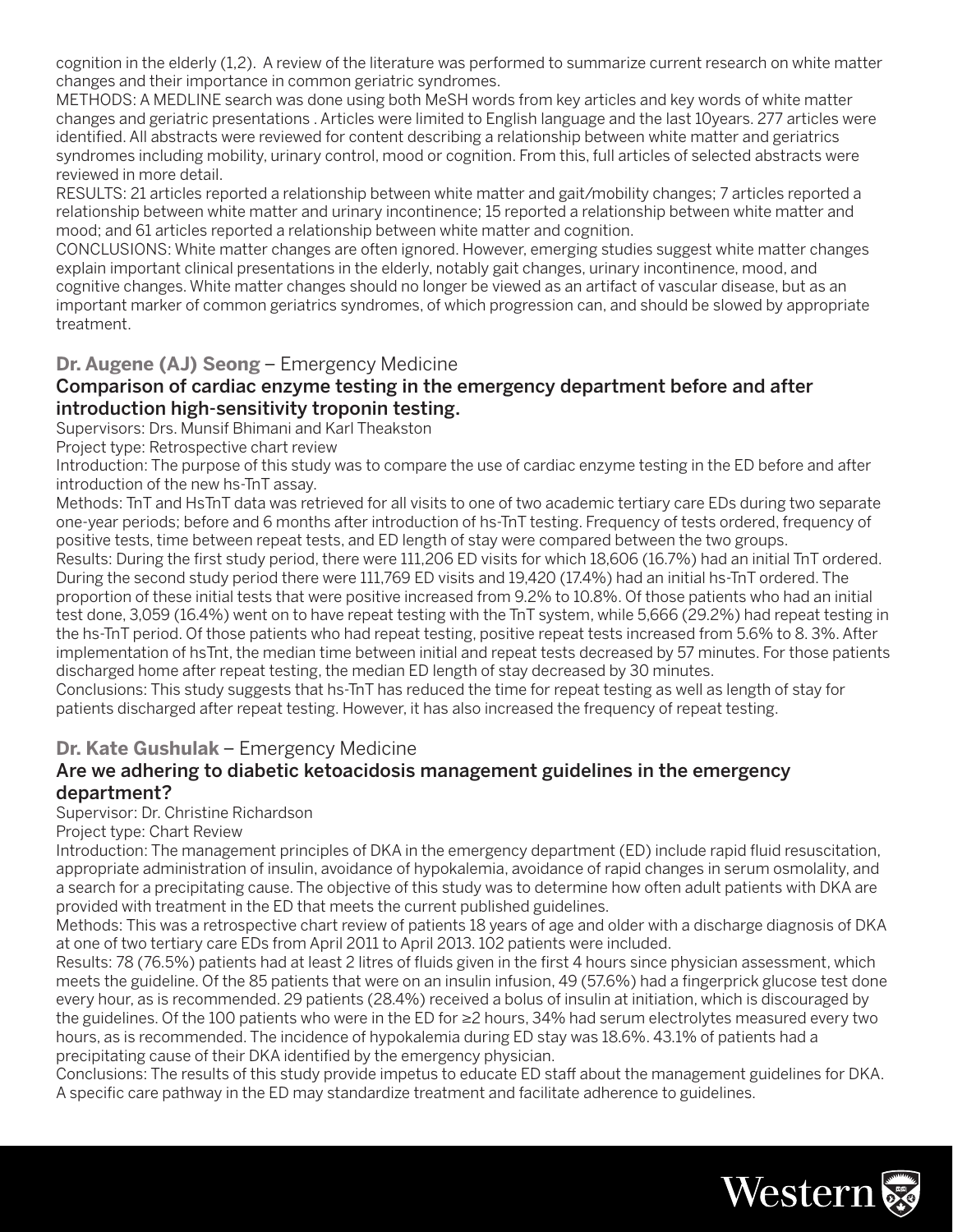cognition in the elderly (1,2). A review of the literature was performed to summarize current research on white matter changes and their importance in common geriatric syndromes.

METHODS: A MEDLINE search was done using both MeSH words from key articles and key words of white matter changes and geriatric presentations . Articles were limited to English language and the last 10years. 277 articles were identified. All abstracts were reviewed for content describing a relationship between white matter and geriatrics syndromes including mobility, urinary control, mood or cognition. From this, full articles of selected abstracts were reviewed in more detail.

RESULTS: 21 articles reported a relationship between white matter and gait/mobility changes; 7 articles reported a relationship between white matter and urinary incontinence; 15 reported a relationship between white matter and mood; and 61 articles reported a relationship between white matter and cognition.

CONCLUSIONS: White matter changes are often ignored. However, emerging studies suggest white matter changes explain important clinical presentations in the elderly, notably gait changes, urinary incontinence, mood, and cognitive changes. White matter changes should no longer be viewed as an artifact of vascular disease, but as an important marker of common geriatrics syndromes, of which progression can, and should be slowed by appropriate treatment.

## **Dr. Augene (AJ) Seong** – Emergency Medicine

### Comparison of cardiac enzyme testing in the emergency department before and after introduction high-sensitivity troponin testing.

Supervisors: Drs. Munsif Bhimani and Karl Theakston

Project type: Retrospective chart review

Introduction: The purpose of this study was to compare the use of cardiac enzyme testing in the ED before and after introduction of the new hs-TnT assay.

Methods: TnT and HsTnT data was retrieved for all visits to one of two academic tertiary care EDs during two separate one-year periods; before and 6 months after introduction of hs-TnT testing. Frequency of tests ordered, frequency of positive tests, time between repeat tests, and ED length of stay were compared between the two groups.

Results: During the first study period, there were 111,206 ED visits for which 18,606 (16.7%) had an initial TnT ordered. During the second study period there were 111,769 ED visits and 19,420 (17.4%) had an initial hs-TnT ordered. The proportion of these initial tests that were positive increased from 9.2% to 10.8%. Of those patients who had an initial test done, 3,059 (16.4%) went on to have repeat testing with the TnT system, while 5,666 (29.2%) had repeat testing in the hs-TnT period. Of those patients who had repeat testing, positive repeat tests increased from 5.6% to 8. 3%. After implementation of hsTnt, the median time between initial and repeat tests decreased by 57 minutes. For those patients discharged home after repeat testing, the median ED length of stay decreased by 30 minutes.

Conclusions: This study suggests that hs-TnT has reduced the time for repeat testing as well as length of stay for patients discharged after repeat testing. However, it has also increased the frequency of repeat testing.

## **Dr. Kate Gushulak** – Emergency Medicine

### Are we adhering to diabetic ketoacidosis management guidelines in the emergency department?

Supervisor: Dr. Christine Richardson

Project type: Chart Review

Introduction: The management principles of DKA in the emergency department (ED) include rapid fluid resuscitation, appropriate administration of insulin, avoidance of hypokalemia, avoidance of rapid changes in serum osmolality, and a search for a precipitating cause. The objective of this study was to determine how often adult patients with DKA are provided with treatment in the ED that meets the current published guidelines.

Methods: This was a retrospective chart review of patients 18 years of age and older with a discharge diagnosis of DKA at one of two tertiary care EDs from April 2011 to April 2013. 102 patients were included.

Results: 78 (76.5%) patients had at least 2 litres of fluids given in the first 4 hours since physician assessment, which meets the guideline. Of the 85 patients that were on an insulin infusion, 49 (57.6%) had a fingerprick glucose test done every hour, as is recommended. 29 patients (28.4%) received a bolus of insulin at initiation, which is discouraged by the guidelines. Of the 100 patients who were in the ED for ≥2 hours, 34% had serum electrolytes measured every two hours, as is recommended. The incidence of hypokalemia during ED stay was 18.6%. 43.1% of patients had a precipitating cause of their DKA identified by the emergency physician.

Conclusions: The results of this study provide impetus to educate ED staff about the management guidelines for DKA. A specific care pathway in the ED may standardize treatment and facilitate adherence to guidelines.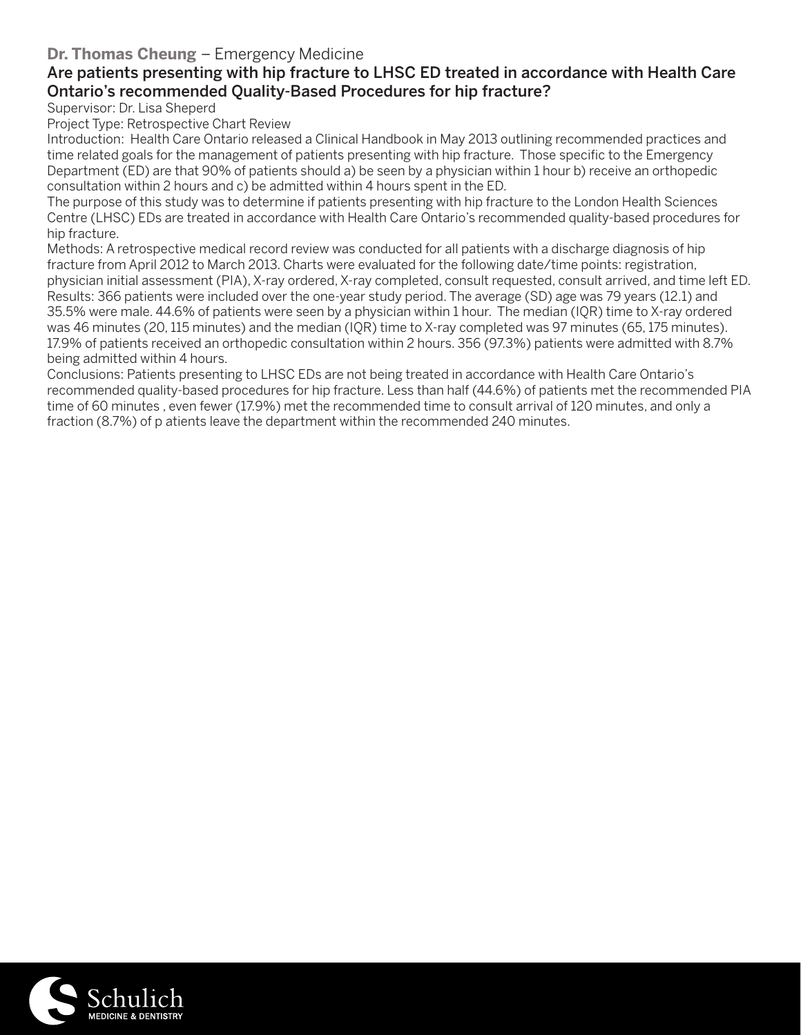**Dr. Thomas Cheung** – Emergency Medicine

## Are patients presenting with hip fracture to LHSC ED treated in accordance with Health Care Ontario's recommended Quality-Based Procedures for hip fracture?

Supervisor: Dr. Lisa Sheperd

Project Type: Retrospective Chart Review

Introduction: Health Care Ontario released a Clinical Handbook in May 2013 outlining recommended practices and time related goals for the management of patients presenting with hip fracture. Those specific to the Emergency Department (ED) are that 90% of patients should a) be seen by a physician within 1 hour b) receive an orthopedic consultation within 2 hours and c) be admitted within 4 hours spent in the ED.

The purpose of this study was to determine if patients presenting with hip fracture to the London Health Sciences Centre (LHSC) EDs are treated in accordance with Health Care Ontario's recommended quality-based procedures for hip fracture.

Methods: A retrospective medical record review was conducted for all patients with a discharge diagnosis of hip fracture from April 2012 to March 2013. Charts were evaluated for the following date/time points: registration, physician initial assessment (PIA), X-ray ordered, X-ray completed, consult requested, consult arrived, and time left ED.

Results: 366 patients were included over the one-year study period. The average (SD) age was 79 years (12.1) and 35.5% were male. 44.6% of patients were seen by a physician within 1 hour. The median (IQR) time to X-ray ordered was 46 minutes (20, 115 minutes) and the median (IQR) time to X-ray completed was 97 minutes (65, 175 minutes). 17.9% of patients received an orthopedic consultation within 2 hours. 356 (97.3%) patients were admitted with 8.7% being admitted within 4 hours.

Conclusions: Patients presenting to LHSC EDs are not being treated in accordance with Health Care Ontario's recommended quality-based procedures for hip fracture. Less than half (44.6%) of patients met the recommended PIA time of 60 minutes , even fewer (17.9%) met the recommended time to consult arrival of 120 minutes, and only a fraction (8.7%) of p atients leave the department within the recommended 240 minutes.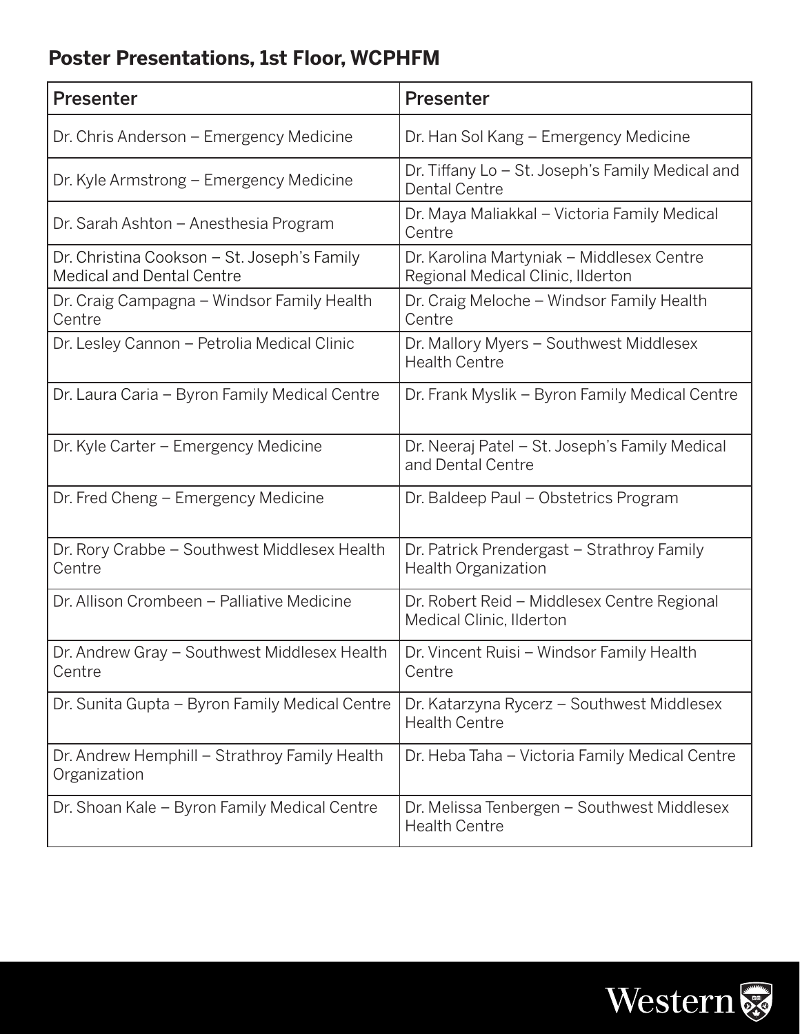## Poster Presentations, 1st Floor, WCPHFM

| Presenter | Presenter |
| --- | --- |
| Dr. Chris Anderson – Emergency Medicine | Dr. Han Sol Kang – Emergency Medicine |
| Dr. Kyle Armstrong – Emergency Medicine | Dr. Tiffany Lo – St. Joseph's Family Medical and Dental Centre |
| Dr. Sarah Ashton – Anesthesia Program | Dr. Maya Maliakkal – Victoria Family Medical Centre |
| Dr. Christina Cookson – St. Joseph's Family Medical and Dental Centre | Dr. Karolina Martyniak – Middlesex Centre Regional Medical Clinic, Ilderton |
| Dr. Craig Campagna – Windsor Family Health Centre | Dr. Craig Meloche – Windsor Family Health Centre |
| Dr. Lesley Cannon – Petrolia Medical Clinic | Dr. Mallory Myers – Southwest Middlesex Health Centre |
| Dr. Laura Caria – Byron Family Medical Centre | Dr. Frank Myslik – Byron Family Medical Centre |
| Dr. Kyle Carter – Emergency Medicine | Dr. Neeraj Patel – St. Joseph's Family Medical and Dental Centre |
| Dr. Fred Cheng – Emergency Medicine | Dr. Baldeep Paul – Obstetrics Program |
| Dr. Rory Crabbe – Southwest Middlesex Health Centre | Dr. Patrick Prendergast – Strathroy Family Health Organization |
| Dr. Allison Crombeen – Palliative Medicine | Dr. Robert Reid – Middlesex Centre Regional Medical Clinic, Ilderton |
| Dr. Andrew Gray – Southwest Middlesex Health Centre | Dr. Vincent Ruisi – Windsor Family Health Centre |
| Dr. Sunita Gupta – Byron Family Medical Centre | Dr. Katarzyna Rycerz – Southwest Middlesex Health Centre |
| Dr. Andrew Hemphill – Strathroy Family Health Organization | Dr. Heba Taha – Victoria Family Medical Centre |
| Dr. Shoan Kale – Byron Family Medical Centre | Dr. Melissa Tenbergen – Southwest Middlesex Health Centre |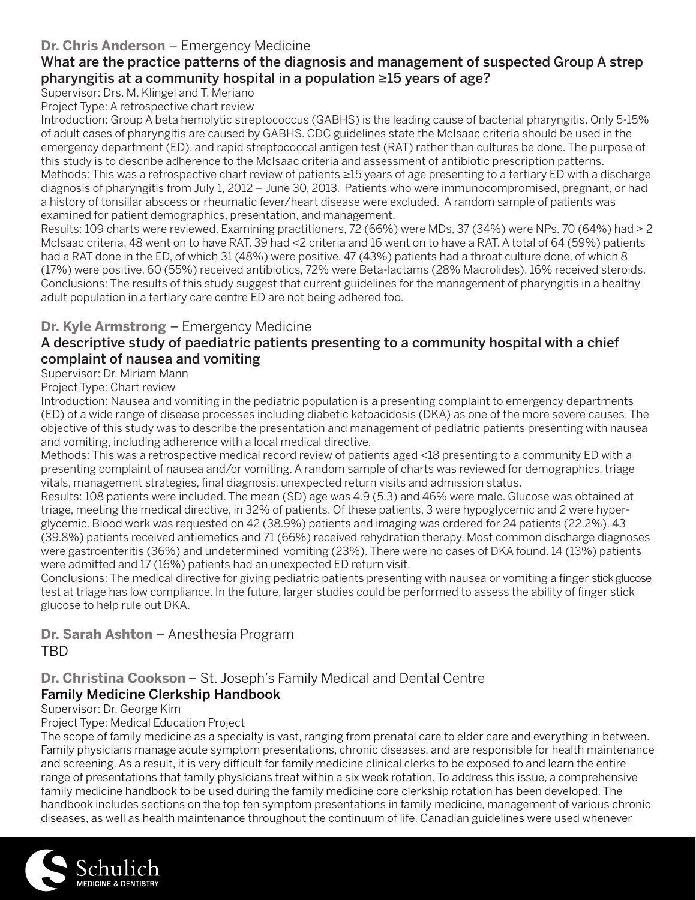**Dr. Chris Anderson** – Emergency Medicine

### What are the practice patterns of the diagnosis and management of suspected Group A strep pharyngitis at a community hospital in a population ≥15 years of age?

Supervisor: Drs. M. Klingel and T. Meriano

Project Type: A retrospective chart review

Introduction: Group A beta hemolytic streptococcus (GABHS) is the leading cause of bacterial pharyngitis. Only 5-15% of adult cases of pharyngitis are caused by GABHS. CDC guidelines state the McIsaac criteria should be used in the emergency department (ED), and rapid streptococcal antigen test (RAT) rather than cultures be done. The purpose of this study is to describe adherence to the McIsaac criteria and assessment of antibiotic prescription patterns.

Methods: This was a retrospective chart review of patients ≥15 years of age presenting to a tertiary ED with a discharge diagnosis of pharyngitis from July 1, 2012 – June 30, 2013. Patients who were immunocompromised, pregnant, or had a history of tonsillar abscess or rheumatic fever/heart disease were excluded. A random sample of patients was examined for patient demographics, presentation, and management.

Results: 109 charts were reviewed. Examining practitioners, 72 (66%) were MDs, 37 (34%) were NPs. 70 (64%) had ≥ 2 McIsaac criteria, 48 went on to have RAT. 39 had <2 criteria and 16 went on to have a RAT. A total of 64 (59%) patients had a RAT done in the ED, of which 31 (48%) were positive. 47 (43%) patients had a throat culture done, of which 8 (17%) were positive. 60 (55%) received antibiotics, 72% were Beta-lactams (28% Macrolides). 16% received steroids.

Conclusions: The results of this study suggest that current guidelines for the management of pharyngitis in a healthy adult population in a tertiary care centre ED are not being adhered too.

**Dr. Kyle Armstrong** – Emergency Medicine

### A descriptive study of paediatric patients presenting to a community hospital with a chief complaint of nausea and vomiting

Supervisor: Dr. Miriam Mann

Project Type: Chart review

Introduction: Nausea and vomiting in the pediatric population is a presenting complaint to emergency departments (ED) of a wide range of disease processes including diabetic ketoacidosis (DKA) as one of the more severe causes. The objective of this study was to describe the presentation and management of pediatric patients presenting with nausea and vomiting, including adherence with a local medical directive.

Methods: This was a retrospective medical record review of patients aged <18 presenting to a community ED with a presenting complaint of nausea and/or vomiting. A random sample of charts was reviewed for demographics, triage vitals, management strategies, final diagnosis, unexpected return visits and admission status.

Results: 108 patients were included. The mean (SD) age was 4.9 (5.3) and 46% were male. Glucose was obtained at triage, meeting the medical directive, in 32% of patients. Of these patients, 3 were hypoglycemic and 2 were hyper-glycemic. Blood work was requested on 42 (38.9%) patients and imaging was ordered for 24 patients (22.2%). 43 (39.8%) patients received antiemetics and 71 (66%) received rehydration therapy. Most common discharge diagnoses were gastroenteritis (36%) and undetermined vomiting (23%). There were no cases of DKA found. 14 (13%) patients were admitted and 17 (16%) patients had an unexpected ED return visit.

Conclusions: The medical directive for giving pediatric patients presenting with nausea or vomiting a finger stick glucose test at triage has low compliance. In the future, larger studies could be performed to assess the ability of finger stick glucose to help rule out DKA.

**Dr. Sarah Ashton** – Anesthesia Program

TBD

**Dr. Christina Cookson** – St. Joseph's Family Medical and Dental Centre

### Family Medicine Clerkship Handbook

Supervisor: Dr. George Kim

Project Type: Medical Education Project

The scope of family medicine as a specialty is vast, ranging from prenatal care to elder care and everything in between. Family physicians manage acute symptom presentations, chronic diseases, and are responsible for health maintenance and screening. As a result, it is very difficult for family medicine clinical clerks to be exposed to and learn the entire range of presentations that family physicians treat within a six week rotation. To address this issue, a comprehensive family medicine handbook to be used during the family medicine core clerkship rotation has been developed. The handbook includes sections on the top ten symptom presentations in family medicine, management of various chronic diseases, as well as health maintenance throughout the continuum of life. Canadian guidelines were used whenever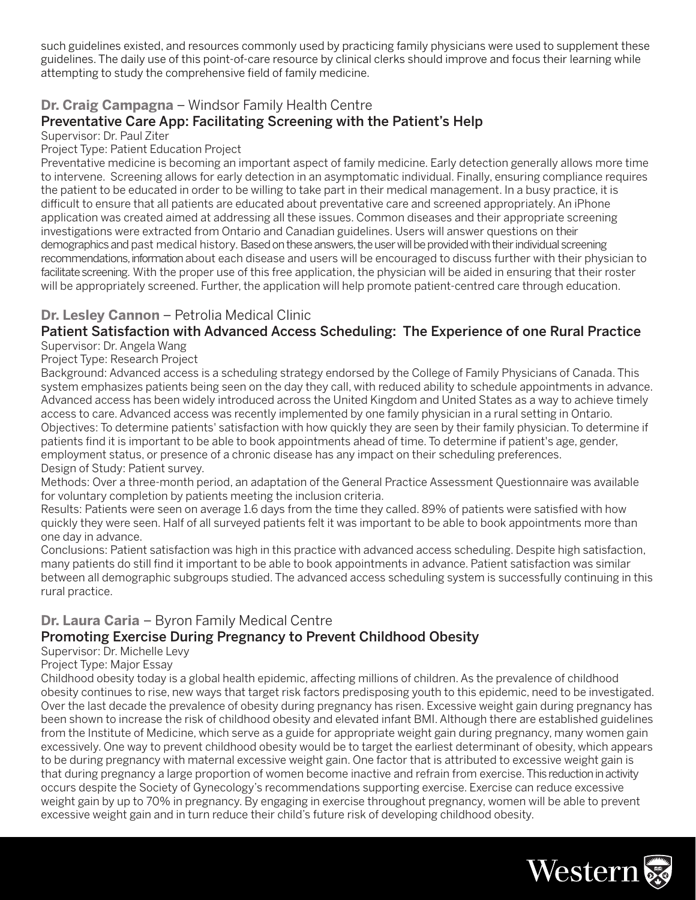such guidelines existed, and resources commonly used by practicing family physicians were used to supplement these guidelines. The daily use of this point-of-care resource by clinical clerks should improve and focus their learning while attempting to study the comprehensive field of family medicine.

### **Dr. Craig Campagna** – Windsor Family Health Centre

#### Preventative Care App: Facilitating Screening with the Patient's Help

Supervisor: Dr. Paul Ziter

Project Type: Patient Education Project

Preventative medicine is becoming an important aspect of family medicine. Early detection generally allows more time to intervene. Screening allows for early detection in an asymptomatic individual. Finally, ensuring compliance requires the patient to be educated in order to be willing to take part in their medical management. In a busy practice, it is difficult to ensure that all patients are educated about preventative care and screened appropriately. An iPhone application was created aimed at addressing all these issues. Common diseases and their appropriate screening investigations were extracted from Ontario and Canadian guidelines. Users will answer questions on their demographics and past medical history. Based on these answers, the user will be provided with their individual screening recommendations, information about each disease and users will be encouraged to discuss further with their physician to facilitate screening. With the proper use of this free application, the physician will be aided in ensuring that their roster will be appropriately screened. Further, the application will help promote patient-centred care through education.

### **Dr. Lesley Cannon** – Petrolia Medical Clinic

#### Patient Satisfaction with Advanced Access Scheduling: The Experience of one Rural Practice

Supervisor: Dr. Angela Wang

Project Type: Research Project

Background: Advanced access is a scheduling strategy endorsed by the College of Family Physicians of Canada. This system emphasizes patients being seen on the day they call, with reduced ability to schedule appointments in advance. Advanced access has been widely introduced across the United Kingdom and United States as a way to achieve timely access to care. Advanced access was recently implemented by one family physician in a rural setting in Ontario.

Objectives: To determine patients' satisfaction with how quickly they are seen by their family physician. To determine if patients find it is important to be able to book appointments ahead of time. To determine if patient's age, gender, employment status, or presence of a chronic disease has any impact on their scheduling preferences.

Design of Study: Patient survey.

Methods: Over a three-month period, an adaptation of the General Practice Assessment Questionnaire was available for voluntary completion by patients meeting the inclusion criteria.

Results: Patients were seen on average 1.6 days from the time they called. 89% of patients were satisfied with how quickly they were seen. Half of all surveyed patients felt it was important to be able to book appointments more than one day in advance.

Conclusions: Patient satisfaction was high in this practice with advanced access scheduling. Despite high satisfaction, many patients do still find it important to be able to book appointments in advance. Patient satisfaction was similar between all demographic subgroups studied. The advanced access scheduling system is successfully continuing in this rural practice.

### **Dr. Laura Caria** – Byron Family Medical Centre

#### Promoting Exercise During Pregnancy to Prevent Childhood Obesity

Supervisor: Dr. Michelle Levy

Project Type: Major Essay

Childhood obesity today is a global health epidemic, affecting millions of children. As the prevalence of childhood obesity continues to rise, new ways that target risk factors predisposing youth to this epidemic, need to be investigated. Over the last decade the prevalence of obesity during pregnancy has risen. Excessive weight gain during pregnancy has been shown to increase the risk of childhood obesity and elevated infant BMI. Although there are established guidelines from the Institute of Medicine, which serve as a guide for appropriate weight gain during pregnancy, many women gain excessively. One way to prevent childhood obesity would be to target the earliest determinant of obesity, which appears to be during pregnancy with maternal excessive weight gain. One factor that is attributed to excessive weight gain is that during pregnancy a large proportion of women become inactive and refrain from exercise. This reduction in activity occurs despite the Society of Gynecology's recommendations supporting exercise. Exercise can reduce excessive weight gain by up to 70% in pregnancy. By engaging in exercise throughout pregnancy, women will be able to prevent excessive weight gain and in turn reduce their child's future risk of developing childhood obesity.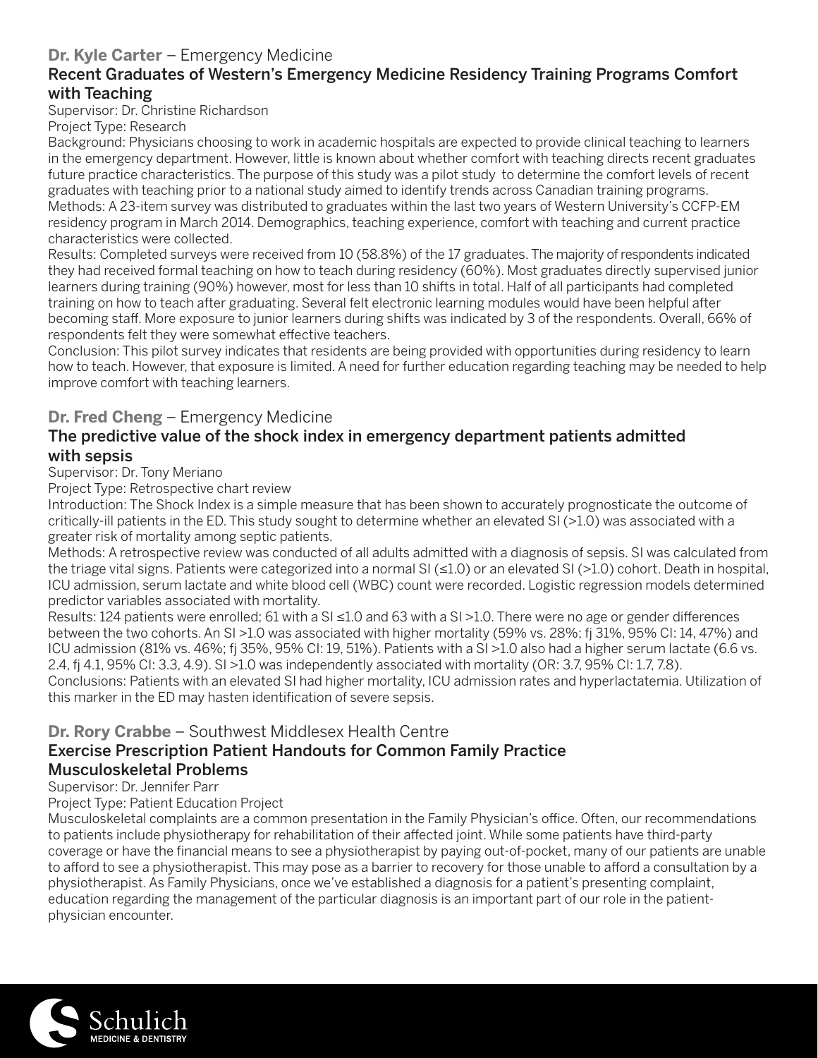**Dr. Kyle Carter** – Emergency Medicine

### Recent Graduates of Western's Emergency Medicine Residency Training Programs Comfort with Teaching

Supervisor: Dr. Christine Richardson
Project Type: Research

Background: Physicians choosing to work in academic hospitals are expected to provide clinical teaching to learners in the emergency department. However, little is known about whether comfort with teaching directs recent graduates future practice characteristics. The purpose of this study was a pilot study to determine the comfort levels of recent graduates with teaching prior to a national study aimed to identify trends across Canadian training programs.
Methods: A 23-item survey was distributed to graduates within the last two years of Western University's CCFP-EM residency program in March 2014. Demographics, teaching experience, comfort with teaching and current practice characteristics were collected.
Results: Completed surveys were received from 10 (58.8%) of the 17 graduates. The majority of respondents indicated they had received formal teaching on how to teach during residency (60%). Most graduates directly supervised junior learners during training (90%) however, most for less than 10 shifts in total. Half of all participants had completed training on how to teach after graduating. Several felt electronic learning modules would have been helpful after becoming staff. More exposure to junior learners during shifts was indicated by 3 of the respondents. Overall, 66% of respondents felt they were somewhat effective teachers.
Conclusion: This pilot survey indicates that residents are being provided with opportunities during residency to learn how to teach. However, that exposure is limited. A need for further education regarding teaching may be needed to help improve comfort with teaching learners.

**Dr. Fred Cheng** – Emergency Medicine

### The predictive value of the shock index in emergency department patients admitted with sepsis

Supervisor: Dr. Tony Meriano
Project Type: Retrospective chart review

Introduction: The Shock Index is a simple measure that has been shown to accurately prognosticate the outcome of critically-ill patients in the ED. This study sought to determine whether an elevated SI (>1.0) was associated with a greater risk of mortality among septic patients.
Methods: A retrospective review was conducted of all adults admitted with a diagnosis of sepsis. SI was calculated from the triage vital signs. Patients were categorized into a normal SI (≤1.0) or an elevated SI (>1.0) cohort. Death in hospital, ICU admission, serum lactate and white blood cell (WBC) count were recorded. Logistic regression models determined predictor variables associated with mortality.
Results: 124 patients were enrolled; 61 with a SI ≤1.0 and 63 with a SI >1.0. There were no age or gender differences between the two cohorts. An SI >1.0 was associated with higher mortality (59% vs. 28%; fj 31%, 95% CI: 14, 47%) and ICU admission (81% vs. 46%; fj 35%, 95% CI: 19, 51%). Patients with a SI >1.0 also had a higher serum lactate (6.6 vs. 2.4, fj 4.1, 95% CI: 3.3, 4.9). SI >1.0 was independently associated with mortality (OR: 3.7, 95% CI: 1.7, 7.8).
Conclusions: Patients with an elevated SI had higher mortality, ICU admission rates and hyperlactatemia. Utilization of this marker in the ED may hasten identification of severe sepsis.

**Dr. Rory Crabbe** – Southwest Middlesex Health Centre

### Exercise Prescription Patient Handouts for Common Family Practice Musculoskeletal Problems

Supervisor: Dr. Jennifer Parr
Project Type: Patient Education Project

Musculoskeletal complaints are a common presentation in the Family Physician's office. Often, our recommendations to patients include physiotherapy for rehabilitation of their affected joint. While some patients have third-party coverage or have the financial means to see a physiotherapist by paying out-of-pocket, many of our patients are unable to afford to see a physiotherapist. This may pose as a barrier to recovery for those unable to afford a consultation by a physiotherapist. As Family Physicians, once we've established a diagnosis for a patient's presenting complaint, education regarding the management of the particular diagnosis is an important part of our role in the patient-physician encounter.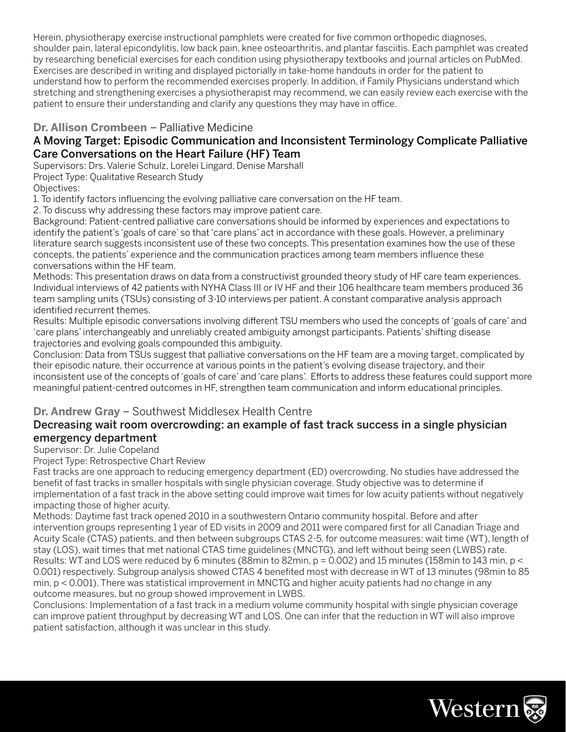Herein, physiotherapy exercise instructional pamphlets were created for five common orthopedic diagnoses, shoulder pain, lateral epicondylitis, low back pain, knee osteoarthritis, and plantar fasciitis. Each pamphlet was created by researching beneficial exercises for each condition using physiotherapy textbooks and journal articles on PubMed. Exercises are described in writing and displayed pictorially in take-home handouts in order for the patient to understand how to perform the recommended exercises properly. In addition, if Family Physicians understand which stretching and strengthening exercises a physiotherapist may recommend, we can easily review each exercise with the patient to ensure their understanding and clarify any questions they may have in office.

### **Dr. Allison Crombeen** – Palliative Medicine

### A Moving Target: Episodic Communication and Inconsistent Terminology Complicate Palliative Care Conversations on the Heart Failure (HF) Team

Supervisors: Drs. Valerie Schulz, Lorelei Lingard, Denise Marshall

Project Type: Qualitative Research Study

Objectives:

1. To identify factors influencing the evolving palliative care conversation on the HF team.
2. To discuss why addressing these factors may improve patient care.

Background: Patient-centred palliative care conversations should be informed by experiences and expectations to identify the patient's 'goals of care' so that 'care plans' act in accordance with these goals. However, a preliminary literature search suggests inconsistent use of these two concepts. This presentation examines how the use of these concepts, the patients' experience and the communication practices among team members influence these conversations within the HF team.

Methods: This presentation draws on data from a constructivist grounded theory study of HF care team experiences. Individual interviews of 42 patients with NYHA Class III or IV HF and their 106 healthcare team members produced 36 team sampling units (TSUs) consisting of 3-10 interviews per patient. A constant comparative analysis approach identified recurrent themes.

Results: Multiple episodic conversations involving different TSU members who used the concepts of 'goals of care' and 'care plans' interchangeably and unreliably created ambiguity amongst participants. Patients' shifting disease trajectories and evolving goals compounded this ambiguity.

Conclusion: Data from TSUs suggest that palliative conversations on the HF team are a moving target, complicated by their episodic nature, their occurrence at various points in the patient's evolving disease trajectory, and their inconsistent use of the concepts of 'goals of care' and 'care plans'. Efforts to address these features could support more meaningful patient-centred outcomes in HF, strengthen team communication and inform educational principles.

### **Dr. Andrew Gray** – Southwest Middlesex Health Centre

### Decreasing wait room overcrowding: an example of fast track success in a single physician emergency department

Supervisor: Dr. Julie Copeland

Project Type: Retrospective Chart Review

Fast tracks are one approach to reducing emergency department (ED) overcrowding. No studies have addressed the benefit of fast tracks in smaller hospitals with single physician coverage. Study objective was to determine if implementation of a fast track in the above setting could improve wait times for low acuity patients without negatively impacting those of higher acuity.

Methods: Daytime fast track opened 2010 in a southwestern Ontario community hospital. Before and after intervention groups representing 1 year of ED visits in 2009 and 2011 were compared first for all Canadian Triage and Acuity Scale (CTAS) patients, and then between subgroups CTAS 2-5, for outcome measures: wait time (WT), length of stay (LOS), wait times that met national CTAS time guidelines (MNCTG), and left without being seen (LWBS) rate.

Results: WT and LOS were reduced by 6 minutes (88min to 82min, $p = 0.002$) and 15 minutes (158min to 143 min, $p < 0.001$) respectively. Subgroup analysis showed CTAS 4 benefited most with decrease in WT of 13 minutes (98min to 85 min, $p < 0.001$). There was statistical improvement in MNCTG and higher acuity patients had no change in any outcome measures, but no group showed improvement in LWBS.

Conclusions: Implementation of a fast track in a medium volume community hospital with single physician coverage can improve patient throughput by decreasing WT and LOS. One can infer that the reduction in WT will also improve patient satisfaction, although it was unclear in this study.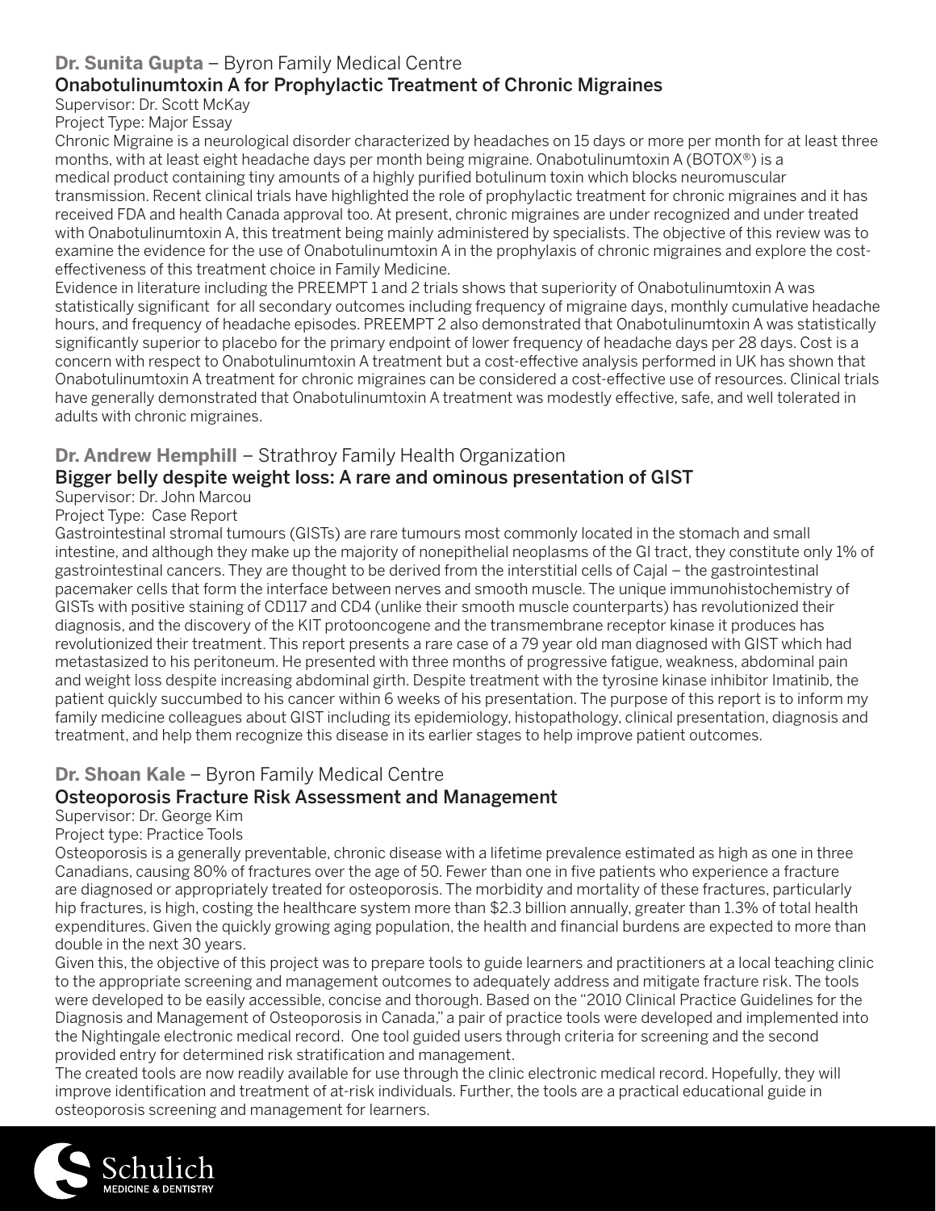**Dr. Sunita Gupta** – Byron Family Medical Centre

### Onabotulinumtoxin A for Prophylactic Treatment of Chronic Migraines

Supervisor: Dr. Scott McKay

Project Type: Major Essay

Chronic Migraine is a neurological disorder characterized by headaches on 15 days or more per month for at least three months, with at least eight headache days per month being migraine. Onabotulinumtoxin A (BOTOX®) is a medical product containing tiny amounts of a highly purified botulinum toxin which blocks neuromuscular transmission. Recent clinical trials have highlighted the role of prophylactic treatment for chronic migraines and it has received FDA and health Canada approval too. At present, chronic migraines are under recognized and under treated with Onabotulinumtoxin A, this treatment being mainly administered by specialists. The objective of this review was to examine the evidence for the use of Onabotulinumtoxin A in the prophylaxis of chronic migraines and explore the cost-effectiveness of this treatment choice in Family Medicine.

Evidence in literature including the PREEMPT 1 and 2 trials shows that superiority of Onabotulinumtoxin A was statistically significant for all secondary outcomes including frequency of migraine days, monthly cumulative headache hours, and frequency of headache episodes. PREEMPT 2 also demonstrated that Onabotulinumtoxin A was statistically significantly superior to placebo for the primary endpoint of lower frequency of headache days per 28 days. Cost is a concern with respect to Onabotulinumtoxin A treatment but a cost-effective analysis performed in UK has shown that Onabotulinumtoxin A treatment for chronic migraines can be considered a cost-effective use of resources. Clinical trials have generally demonstrated that Onabotulinumtoxin A treatment was modestly effective, safe, and well tolerated in adults with chronic migraines.

**Dr. Andrew Hemphill** – Strathroy Family Health Organization

### Bigger belly despite weight loss: A rare and ominous presentation of GIST

Supervisor: Dr. John Marcou

Project Type: Case Report

Gastrointestinal stromal tumours (GISTs) are rare tumours most commonly located in the stomach and small intestine, and although they make up the majority of nonepithelial neoplasms of the GI tract, they constitute only 1% of gastrointestinal cancers. They are thought to be derived from the interstitial cells of Cajal – the gastrointestinal pacemaker cells that form the interface between nerves and smooth muscle. The unique immunohistochemistry of GISTs with positive staining of CD117 and CD4 (unlike their smooth muscle counterparts) has revolutionized their diagnosis, and the discovery of the KIT protooncogene and the transmembrane receptor kinase it produces has revolutionized their treatment. This report presents a rare case of a 79 year old man diagnosed with GIST which had metastasized to his peritoneum. He presented with three months of progressive fatigue, weakness, abdominal pain and weight loss despite increasing abdominal girth. Despite treatment with the tyrosine kinase inhibitor Imatinib, the patient quickly succumbed to his cancer within 6 weeks of his presentation. The purpose of this report is to inform my family medicine colleagues about GIST including its epidemiology, histopathology, clinical presentation, diagnosis and treatment, and help them recognize this disease in its earlier stages to help improve patient outcomes.

**Dr. Shoan Kale** – Byron Family Medical Centre

### Osteoporosis Fracture Risk Assessment and Management

Supervisor: Dr. George Kim

Project type: Practice Tools

Osteoporosis is a generally preventable, chronic disease with a lifetime prevalence estimated as high as one in three Canadians, causing 80% of fractures over the age of 50. Fewer than one in five patients who experience a fracture are diagnosed or appropriately treated for osteoporosis. The morbidity and mortality of these fractures, particularly hip fractures, is high, costing the healthcare system more than $2.3 billion annually, greater than 1.3% of total health expenditures. Given the quickly growing aging population, the health and financial burdens are expected to more than double in the next 30 years.

Given this, the objective of this project was to prepare tools to guide learners and practitioners at a local teaching clinic to the appropriate screening and management outcomes to adequately address and mitigate fracture risk. The tools were developed to be easily accessible, concise and thorough. Based on the "2010 Clinical Practice Guidelines for the Diagnosis and Management of Osteoporosis in Canada," a pair of practice tools were developed and implemented into the Nightingale electronic medical record. One tool guided users through criteria for screening and the second provided entry for determined risk stratification and management.

The created tools are now readily available for use through the clinic electronic medical record. Hopefully, they will improve identification and treatment of at-risk individuals. Further, the tools are a practical educational guide in osteoporosis screening and management for learners.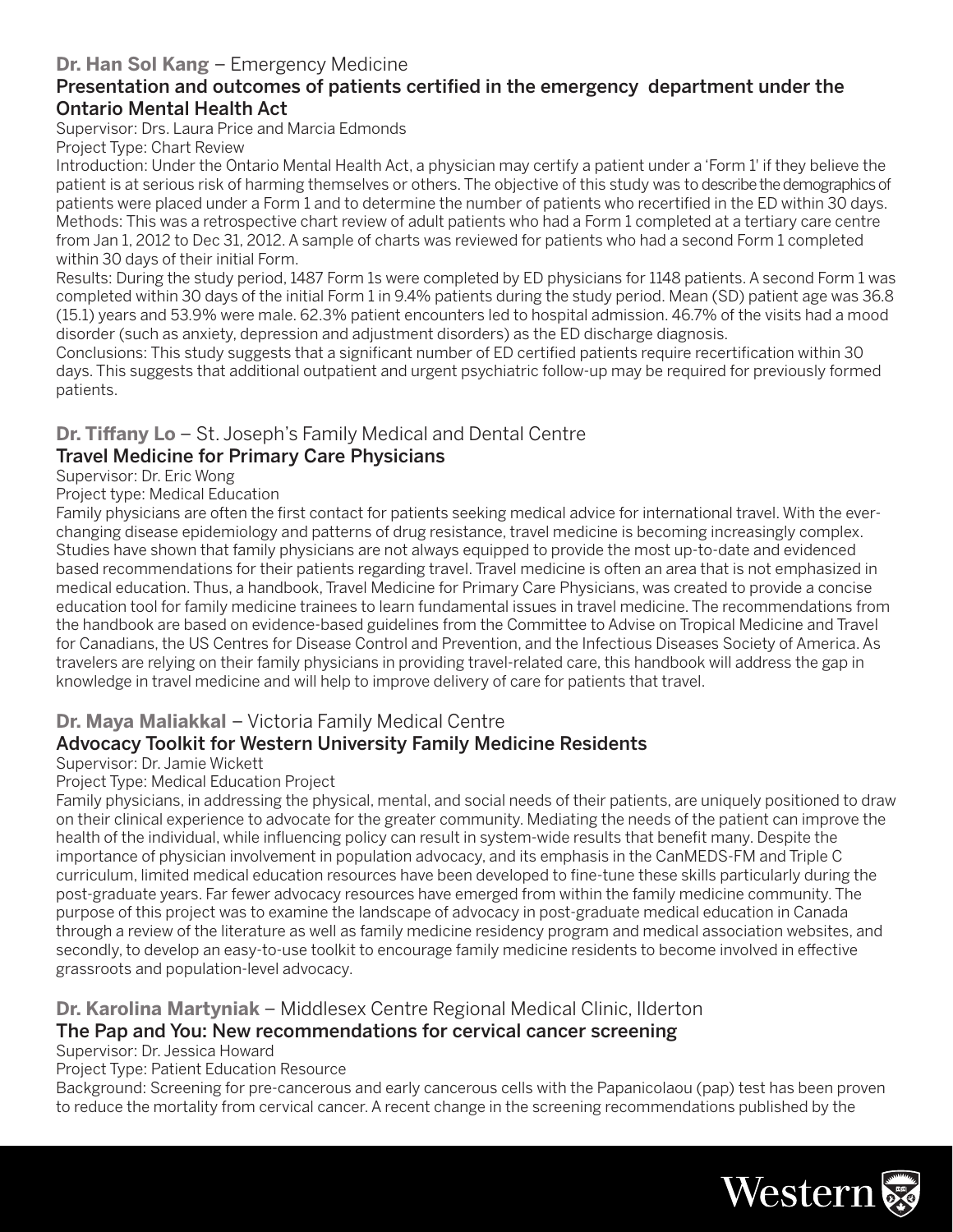**Dr. Han Sol Kang** – Emergency Medicine

### Presentation and outcomes of patients certified in the emergency department under the Ontario Mental Health Act

Supervisor: Drs. Laura Price and Marcia Edmonds

Project Type: Chart Review

Introduction: Under the Ontario Mental Health Act, a physician may certify a patient under a 'Form 1' if they believe the patient is at serious risk of harming themselves or others. The objective of this study was to describe the demographics of patients were placed under a Form 1 and to determine the number of patients who recertified in the ED within 30 days.

Methods: This was a retrospective chart review of adult patients who had a Form 1 completed at a tertiary care centre from Jan 1, 2012 to Dec 31, 2012. A sample of charts was reviewed for patients who had a second Form 1 completed within 30 days of their initial Form.

Results: During the study period, 1487 Form 1s were completed by ED physicians for 1148 patients. A second Form 1 was completed within 30 days of the initial Form 1 in 9.4% patients during the study period. Mean (SD) patient age was 36.8 (15.1) years and 53.9% were male. 62.3% patient encounters led to hospital admission. 46.7% of the visits had a mood disorder (such as anxiety, depression and adjustment disorders) as the ED discharge diagnosis.

Conclusions: This study suggests that a significant number of ED certified patients require recertification within 30 days. This suggests that additional outpatient and urgent psychiatric follow-up may be required for previously formed patients.

**Dr. Tiffany Lo** – St. Joseph's Family Medical and Dental Centre

### Travel Medicine for Primary Care Physicians

Supervisor: Dr. Eric Wong

Project type: Medical Education

Family physicians are often the first contact for patients seeking medical advice for international travel. With the ever-changing disease epidemiology and patterns of drug resistance, travel medicine is becoming increasingly complex. Studies have shown that family physicians are not always equipped to provide the most up-to-date and evidenced based recommendations for their patients regarding travel. Travel medicine is often an area that is not emphasized in medical education. Thus, a handbook, Travel Medicine for Primary Care Physicians, was created to provide a concise education tool for family medicine trainees to learn fundamental issues in travel medicine. The recommendations from the handbook are based on evidence-based guidelines from the Committee to Advise on Tropical Medicine and Travel for Canadians, the US Centres for Disease Control and Prevention, and the Infectious Diseases Society of America. As travelers are relying on their family physicians in providing travel-related care, this handbook will address the gap in knowledge in travel medicine and will help to improve delivery of care for patients that travel.

**Dr. Maya Maliakkal** – Victoria Family Medical Centre

### Advocacy Toolkit for Western University Family Medicine Residents

Supervisor: Dr. Jamie Wickett

Project Type: Medical Education Project

Family physicians, in addressing the physical, mental, and social needs of their patients, are uniquely positioned to draw on their clinical experience to advocate for the greater community. Mediating the needs of the patient can improve the health of the individual, while influencing policy can result in system-wide results that benefit many. Despite the importance of physician involvement in population advocacy, and its emphasis in the CanMEDS-FM and Triple C curriculum, limited medical education resources have been developed to fine-tune these skills particularly during the post-graduate years. Far fewer advocacy resources have emerged from within the family medicine community. The purpose of this project was to examine the landscape of advocacy in post-graduate medical education in Canada through a review of the literature as well as family medicine residency program and medical association websites, and secondly, to develop an easy-to-use toolkit to encourage family medicine residents to become involved in effective grassroots and population-level advocacy.

**Dr. Karolina Martyniak** – Middlesex Centre Regional Medical Clinic, Ilderton

### The Pap and You: New recommendations for cervical cancer screening

Supervisor: Dr. Jessica Howard

Project Type: Patient Education Resource

Background: Screening for pre-cancerous and early cancerous cells with the Papanicolaou (pap) test has been proven to reduce the mortality from cervical cancer. A recent change in the screening recommendations published by the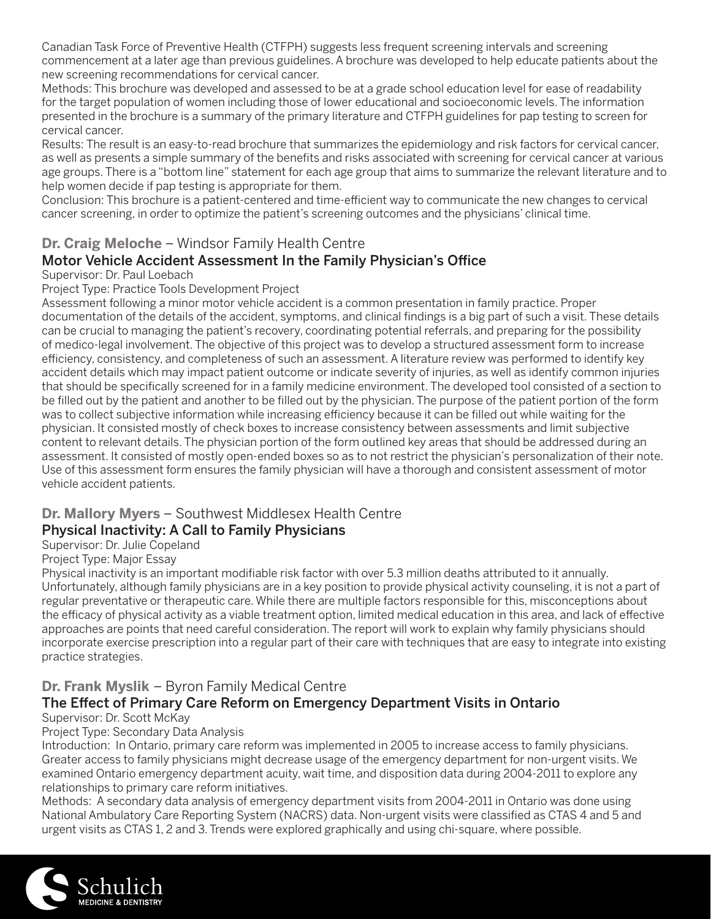Canadian Task Force of Preventive Health (CTFPH) suggests less frequent screening intervals and screening commencement at a later age than previous guidelines. A brochure was developed to help educate patients about the new screening recommendations for cervical cancer.

Methods: This brochure was developed and assessed to be at a grade school education level for ease of readability for the target population of women including those of lower educational and socioeconomic levels. The information presented in the brochure is a summary of the primary literature and CTFPH guidelines for pap testing to screen for cervical cancer.

Results: The result is an easy-to-read brochure that summarizes the epidemiology and risk factors for cervical cancer, as well as presents a simple summary of the benefits and risks associated with screening for cervical cancer at various age groups. There is a "bottom line" statement for each age group that aims to summarize the relevant literature and to help women decide if pap testing is appropriate for them.

Conclusion: This brochure is a patient-centered and time-efficient way to communicate the new changes to cervical cancer screening, in order to optimize the patient's screening outcomes and the physicians' clinical time.

## **Dr. Craig Meloche** – Windsor Family Health Centre

### Motor Vehicle Accident Assessment In the Family Physician's Office

Supervisor: Dr. Paul Loebach

Project Type: Practice Tools Development Project

Assessment following a minor motor vehicle accident is a common presentation in family practice. Proper documentation of the details of the accident, symptoms, and clinical findings is a big part of such a visit. These details can be crucial to managing the patient's recovery, coordinating potential referrals, and preparing for the possibility of medico-legal involvement. The objective of this project was to develop a structured assessment form to increase efficiency, consistency, and completeness of such an assessment. A literature review was performed to identify key accident details which may impact patient outcome or indicate severity of injuries, as well as identify common injuries that should be specifically screened for in a family medicine environment. The developed tool consisted of a section to be filled out by the patient and another to be filled out by the physician. The purpose of the patient portion of the form was to collect subjective information while increasing efficiency because it can be filled out while waiting for the physician. It consisted mostly of check boxes to increase consistency between assessments and limit subjective content to relevant details. The physician portion of the form outlined key areas that should be addressed during an assessment. It consisted of mostly open-ended boxes so as to not restrict the physician's personalization of their note. Use of this assessment form ensures the family physician will have a thorough and consistent assessment of motor vehicle accident patients.

## **Dr. Mallory Myers** – Southwest Middlesex Health Centre

### Physical Inactivity: A Call to Family Physicians

Supervisor: Dr. Julie Copeland

Project Type: Major Essay

Physical inactivity is an important modifiable risk factor with over 5.3 million deaths attributed to it annually. Unfortunately, although family physicians are in a key position to provide physical activity counseling, it is not a part of regular preventative or therapeutic care. While there are multiple factors responsible for this, misconceptions about the efficacy of physical activity as a viable treatment option, limited medical education in this area, and lack of effective approaches are points that need careful consideration. The report will work to explain why family physicians should incorporate exercise prescription into a regular part of their care with techniques that are easy to integrate into existing practice strategies.

## **Dr. Frank Myslik** – Byron Family Medical Centre

### The Effect of Primary Care Reform on Emergency Department Visits in Ontario

Supervisor: Dr. Scott McKay

Project Type: Secondary Data Analysis

Introduction: In Ontario, primary care reform was implemented in 2005 to increase access to family physicians. Greater access to family physicians might decrease usage of the emergency department for non-urgent visits. We examined Ontario emergency department acuity, wait time, and disposition data during 2004-2011 to explore any relationships to primary care reform initiatives.

Methods: A secondary data analysis of emergency department visits from 2004-2011 in Ontario was done using National Ambulatory Care Reporting System (NACRS) data. Non-urgent visits were classified as CTAS 4 and 5 and urgent visits as CTAS 1, 2 and 3. Trends were explored graphically and using chi-square, where possible.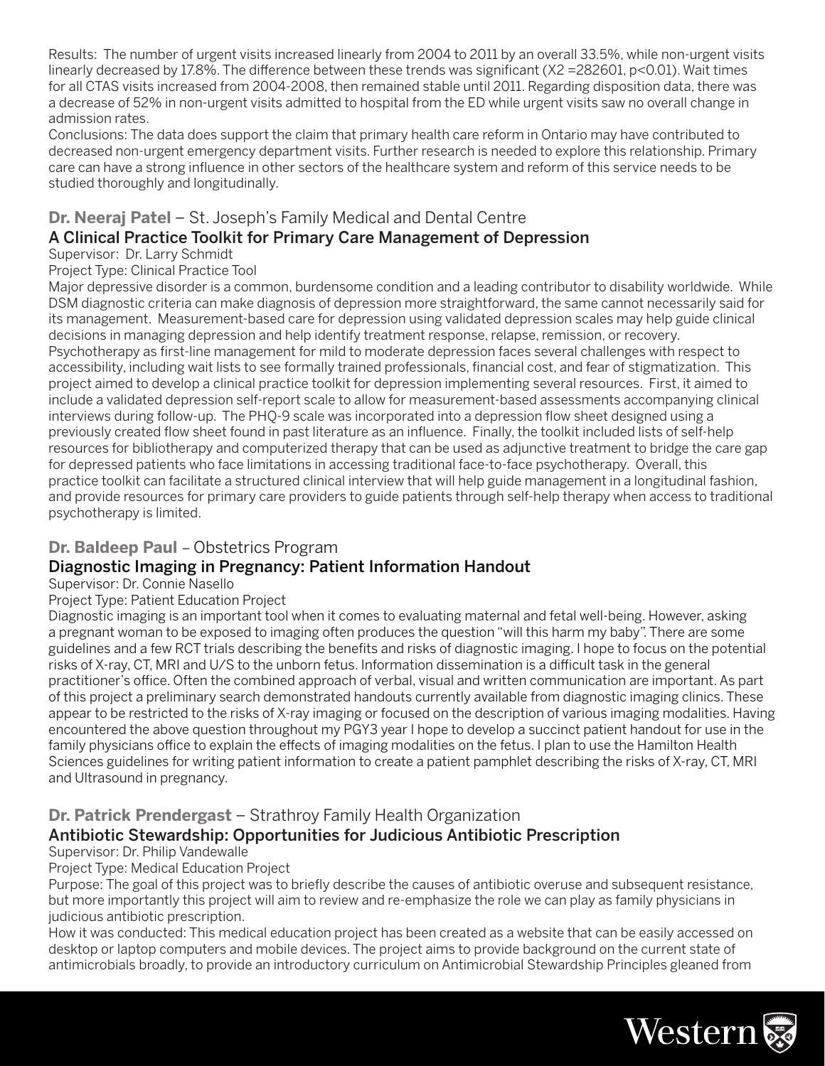Results: The number of urgent visits increased linearly from 2004 to 2011 by an overall 33.5%, while non-urgent visits linearly decreased by 17.8%. The difference between these trends was significant ($X2 = 282601$, $p<0.01$). Wait times for all CTAS visits increased from 2004-2008, then remained stable until 2011. Regarding disposition data, there was a decrease of 52% in non-urgent visits admitted to hospital from the ED while urgent visits saw no overall change in admission rates.

Conclusions: The data does support the claim that primary health care reform in Ontario may have contributed to decreased non-urgent emergency department visits. Further research is needed to explore this relationship. Primary care can have a strong influence in other sectors of the healthcare system and reform of this service needs to be studied thoroughly and longitudinally.

### **Dr. Neeraj Patel** – St. Joseph's Family Medical and Dental Centre

### A Clinical Practice Toolkit for Primary Care Management of Depression

Supervisor: Dr. Larry Schmidt

Project Type: Clinical Practice Tool

Major depressive disorder is a common, burdensome condition and a leading contributor to disability worldwide. While DSM diagnostic criteria can make diagnosis of depression more straightforward, the same cannot necessarily said for its management. Measurement-based care for depression using validated depression scales may help guide clinical decisions in managing depression and help identify treatment response, relapse, remission, or recovery. Psychotherapy as first-line management for mild to moderate depression faces several challenges with respect to accessibility, including wait lists to see formally trained professionals, financial cost, and fear of stigmatization. This project aimed to develop a clinical practice toolkit for depression implementing several resources. First, it aimed to include a validated depression self-report scale to allow for measurement-based assessments accompanying clinical interviews during follow-up. The PHQ-9 scale was incorporated into a depression flow sheet designed using a previously created flow sheet found in past literature as an influence. Finally, the toolkit included lists of self-help resources for bibliotherapy and computerized therapy that can be used as adjunctive treatment to bridge the care gap for depressed patients who face limitations in accessing traditional face-to-face psychotherapy. Overall, this practice toolkit can facilitate a structured clinical interview that will help guide management in a longitudinal fashion, and provide resources for primary care providers to guide patients through self-help therapy when access to traditional psychotherapy is limited.

### **Dr. Baldeep Paul** – Obstetrics Program

### Diagnostic Imaging in Pregnancy: Patient Information Handout

Supervisor: Dr. Connie Nasello

Project Type: Patient Education Project

Diagnostic imaging is an important tool when it comes to evaluating maternal and fetal well-being. However, asking a pregnant woman to be exposed to imaging often produces the question "will this harm my baby". There are some guidelines and a few RCT trials describing the benefits and risks of diagnostic imaging. I hope to focus on the potential risks of X-ray, CT, MRI and U/S to the unborn fetus. Information dissemination is a difficult task in the general practitioner's office. Often the combined approach of verbal, visual and written communication are important. As part of this project a preliminary search demonstrated handouts currently available from diagnostic imaging clinics. These appear to be restricted to the risks of X-ray imaging or focused on the description of various imaging modalities. Having encountered the above question throughout my PGY3 year I hope to develop a succinct patient handout for use in the family physicians office to explain the effects of imaging modalities on the fetus. I plan to use the Hamilton Health Sciences guidelines for writing patient information to create a patient pamphlet describing the risks of X-ray, CT, MRI and Ultrasound in pregnancy.

### **Dr. Patrick Prendergast** – Strathroy Family Health Organization

### Antibiotic Stewardship: Opportunities for Judicious Antibiotic Prescription

Supervisor: Dr. Philip Vandewalle

Project Type: Medical Education Project

Purpose: The goal of this project was to briefly describe the causes of antibiotic overuse and subsequent resistance, but more importantly this project will aim to review and re-emphasize the role we can play as family physicians in judicious antibiotic prescription.

How it was conducted: This medical education project has been created as a website that can be easily accessed on desktop or laptop computers and mobile devices. The project aims to provide background on the current state of antimicrobials broadly, to provide an introductory curriculum on Antimicrobial Stewardship Principles gleaned from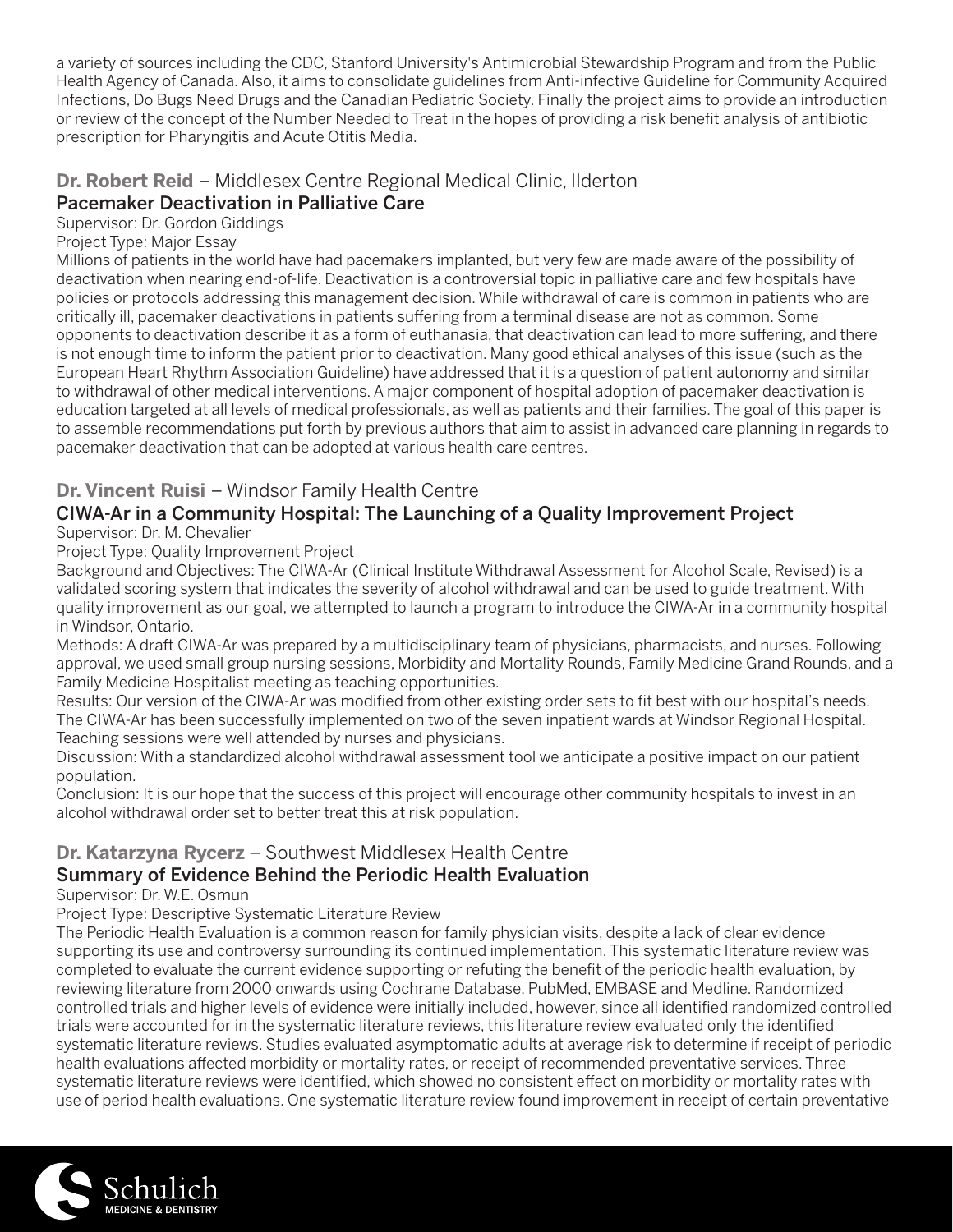a variety of sources including the CDC, Stanford University's Antimicrobial Stewardship Program and from the Public Health Agency of Canada. Also, it aims to consolidate guidelines from Anti-infective Guideline for Community Acquired Infections, Do Bugs Need Drugs and the Canadian Pediatric Society. Finally the project aims to provide an introduction or review of the concept of the Number Needed to Treat in the hopes of providing a risk benefit analysis of antibiotic prescription for Pharyngitis and Acute Otitis Media.

### **Dr. Robert Reid** – Middlesex Centre Regional Medical Clinic, Ilderton

### Pacemaker Deactivation in Palliative Care

Supervisor: Dr. Gordon Giddings

Project Type: Major Essay

Millions of patients in the world have had pacemakers implanted, but very few are made aware of the possibility of deactivation when nearing end-of-life. Deactivation is a controversial topic in palliative care and few hospitals have policies or protocols addressing this management decision. While withdrawal of care is common in patients who are critically ill, pacemaker deactivations in patients suffering from a terminal disease are not as common. Some opponents to deactivation describe it as a form of euthanasia, that deactivation can lead to more suffering, and there is not enough time to inform the patient prior to deactivation. Many good ethical analyses of this issue (such as the European Heart Rhythm Association Guideline) have addressed that it is a question of patient autonomy and similar to withdrawal of other medical interventions. A major component of hospital adoption of pacemaker deactivation is education targeted at all levels of medical professionals, as well as patients and their families. The goal of this paper is to assemble recommendations put forth by previous authors that aim to assist in advanced care planning in regards to pacemaker deactivation that can be adopted at various health care centres.

### **Dr. Vincent Ruisi** – Windsor Family Health Centre

### CIWA-Ar in a Community Hospital: The Launching of a Quality Improvement Project

Supervisor: Dr. M. Chevalier

Project Type: Quality Improvement Project

Background and Objectives: The CIWA-Ar (Clinical Institute Withdrawal Assessment for Alcohol Scale, Revised) is a validated scoring system that indicates the severity of alcohol withdrawal and can be used to guide treatment. With quality improvement as our goal, we attempted to launch a program to introduce the CIWA-Ar in a community hospital in Windsor, Ontario.

Methods: A draft CIWA-Ar was prepared by a multidisciplinary team of physicians, pharmacists, and nurses. Following approval, we used small group nursing sessions, Morbidity and Mortality Rounds, Family Medicine Grand Rounds, and a Family Medicine Hospitalist meeting as teaching opportunities.

Results: Our version of the CIWA-Ar was modified from other existing order sets to fit best with our hospital's needs. The CIWA-Ar has been successfully implemented on two of the seven inpatient wards at Windsor Regional Hospital. Teaching sessions were well attended by nurses and physicians.

Discussion: With a standardized alcohol withdrawal assessment tool we anticipate a positive impact on our patient population.

Conclusion: It is our hope that the success of this project will encourage other community hospitals to invest in an alcohol withdrawal order set to better treat this at risk population.

### **Dr. Katarzyna Rycerz** – Southwest Middlesex Health Centre

### Summary of Evidence Behind the Periodic Health Evaluation

Supervisor: Dr. W.E. Osmun

Project Type: Descriptive Systematic Literature Review

The Periodic Health Evaluation is a common reason for family physician visits, despite a lack of clear evidence supporting its use and controversy surrounding its continued implementation. This systematic literature review was completed to evaluate the current evidence supporting or refuting the benefit of the periodic health evaluation, by reviewing literature from 2000 onwards using Cochrane Database, PubMed, EMBASE and Medline. Randomized controlled trials and higher levels of evidence were initially included, however, since all identified randomized controlled trials were accounted for in the systematic literature reviews, this literature review evaluated only the identified systematic literature reviews. Studies evaluated asymptomatic adults at average risk to determine if receipt of periodic health evaluations affected morbidity or mortality rates, or receipt of recommended preventative services. Three systematic literature reviews were identified, which showed no consistent effect on morbidity or mortality rates with use of period health evaluations. One systematic literature review found improvement in receipt of certain preventative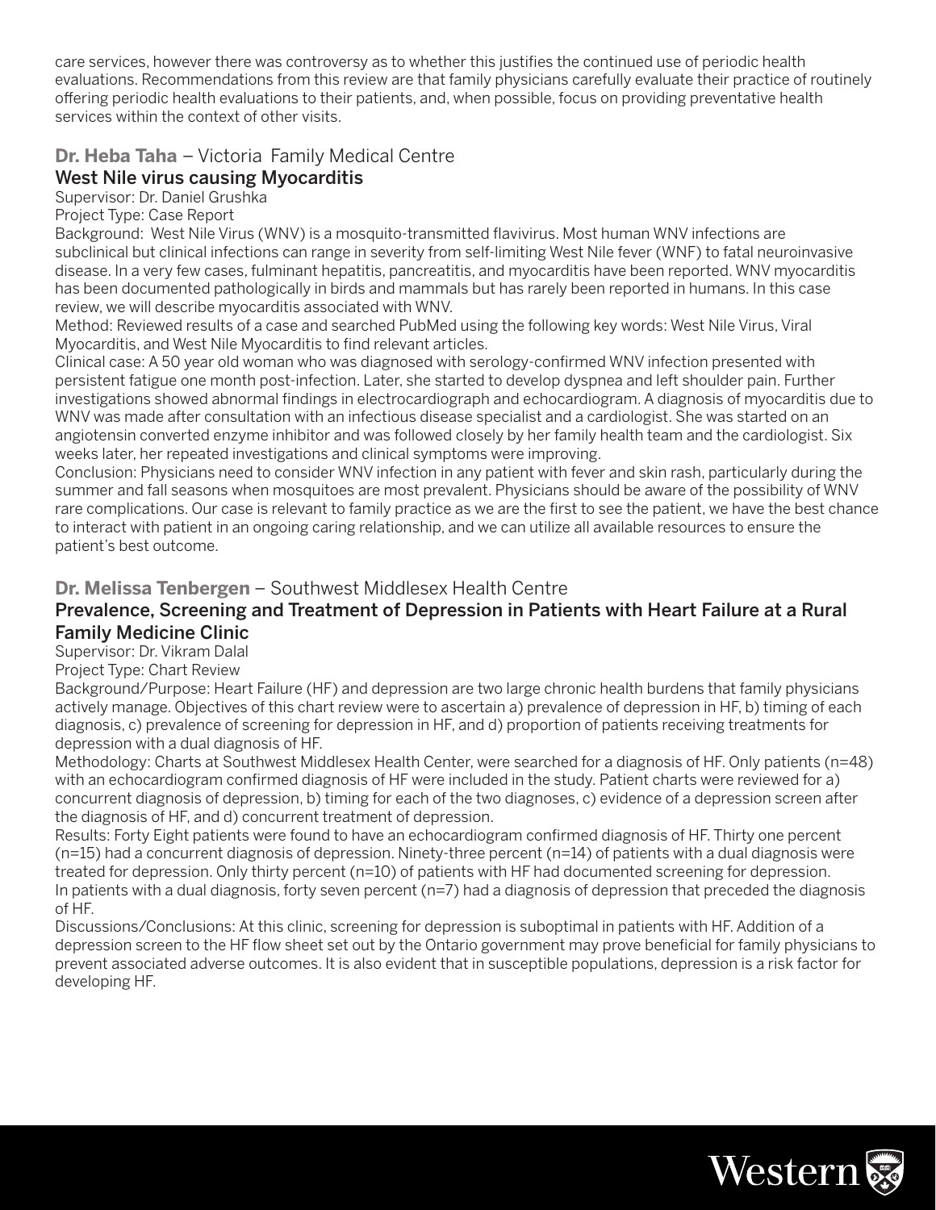care services, however there was controversy as to whether this justifies the continued use of periodic health evaluations. Recommendations from this review are that family physicians carefully evaluate their practice of routinely offering periodic health evaluations to their patients, and, when possible, focus on providing preventative health services within the context of other visits.

**Dr. Heba Taha** – Victoria Family Medical Centre

### West Nile virus causing Myocarditis

Supervisor: Dr. Daniel Grushka

Project Type: Case Report

Background: West Nile Virus (WNV) is a mosquito-transmitted flavivirus. Most human WNV infections are subclinical but clinical infections can range in severity from self-limiting West Nile fever (WNF) to fatal neuroinvasive disease. In a very few cases, fulminant hepatitis, pancreatitis, and myocarditis have been reported. WNV myocarditis has been documented pathologically in birds and mammals but has rarely been reported in humans. In this case review, we will describe myocarditis associated with WNV.

Method: Reviewed results of a case and searched PubMed using the following key words: West Nile Virus, Viral Myocarditis, and West Nile Myocarditis to find relevant articles.

Clinical case: A 50 year old woman who was diagnosed with serology-confirmed WNV infection presented with persistent fatigue one month post-infection. Later, she started to develop dyspnea and left shoulder pain. Further investigations showed abnormal findings in electrocardiograph and echocardiogram. A diagnosis of myocarditis due to WNV was made after consultation with an infectious disease specialist and a cardiologist. She was started on an angiotensin converted enzyme inhibitor and was followed closely by her family health team and the cardiologist. Six weeks later, her repeated investigations and clinical symptoms were improving.

Conclusion: Physicians need to consider WNV infection in any patient with fever and skin rash, particularly during the summer and fall seasons when mosquitoes are most prevalent. Physicians should be aware of the possibility of WNV rare complications. Our case is relevant to family practice as we are the first to see the patient, we have the best chance to interact with patient in an ongoing caring relationship, and we can utilize all available resources to ensure the patient's best outcome.

**Dr. Melissa Tenbergen** – Southwest Middlesex Health Centre

### Prevalence, Screening and Treatment of Depression in Patients with Heart Failure at a Rural Family Medicine Clinic

Supervisor: Dr. Vikram Dalal

Project Type: Chart Review

Background/Purpose: Heart Failure (HF) and depression are two large chronic health burdens that family physicians actively manage. Objectives of this chart review were to ascertain a) prevalence of depression in HF, b) timing of each diagnosis, c) prevalence of screening for depression in HF, and d) proportion of patients receiving treatments for depression with a dual diagnosis of HF.

Methodology: Charts at Southwest Middlesex Health Center, were searched for a diagnosis of HF. Only patients (n=48) with an echocardiogram confirmed diagnosis of HF were included in the study. Patient charts were reviewed for a) concurrent diagnosis of depression, b) timing for each of the two diagnoses, c) evidence of a depression screen after the diagnosis of HF, and d) concurrent treatment of depression.

Results: Forty Eight patients were found to have an echocardiogram confirmed diagnosis of HF. Thirty one percent (n=15) had a concurrent diagnosis of depression. Ninety-three percent (n=14) of patients with a dual diagnosis were treated for depression. Only thirty percent (n=10) of patients with HF had documented screening for depression. In patients with a dual diagnosis, forty seven percent (n=7) had a diagnosis of depression that preceded the diagnosis of HF.

Discussions/Conclusions: At this clinic, screening for depression is suboptimal in patients with HF. Addition of a depression screen to the HF flow sheet set out by the Ontario government may prove beneficial for family physicians to prevent associated adverse outcomes. It is also evident that in susceptible populations, depression is a risk factor for developing HF.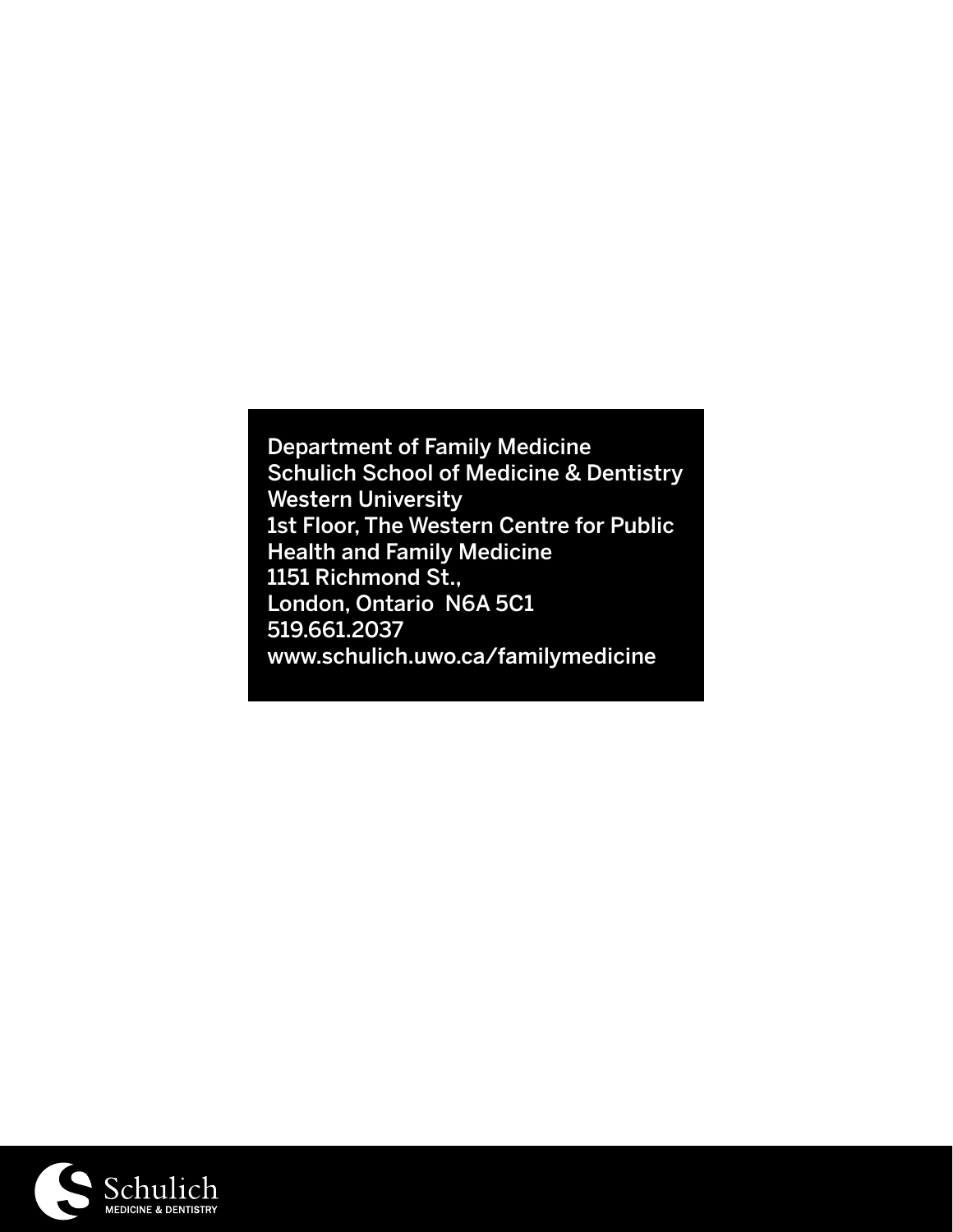Department of Family Medicine
Schulich School of Medicine & Dentistry
Western University
1st Floor, The Western Centre for Public Health and Family Medicine
1151 Richmond St.,
London, Ontario  N6A 5C1
519.661.2037
www.schulich.uwo.ca/familymedicine

Schulich
MEDICINE & DENTISTRY